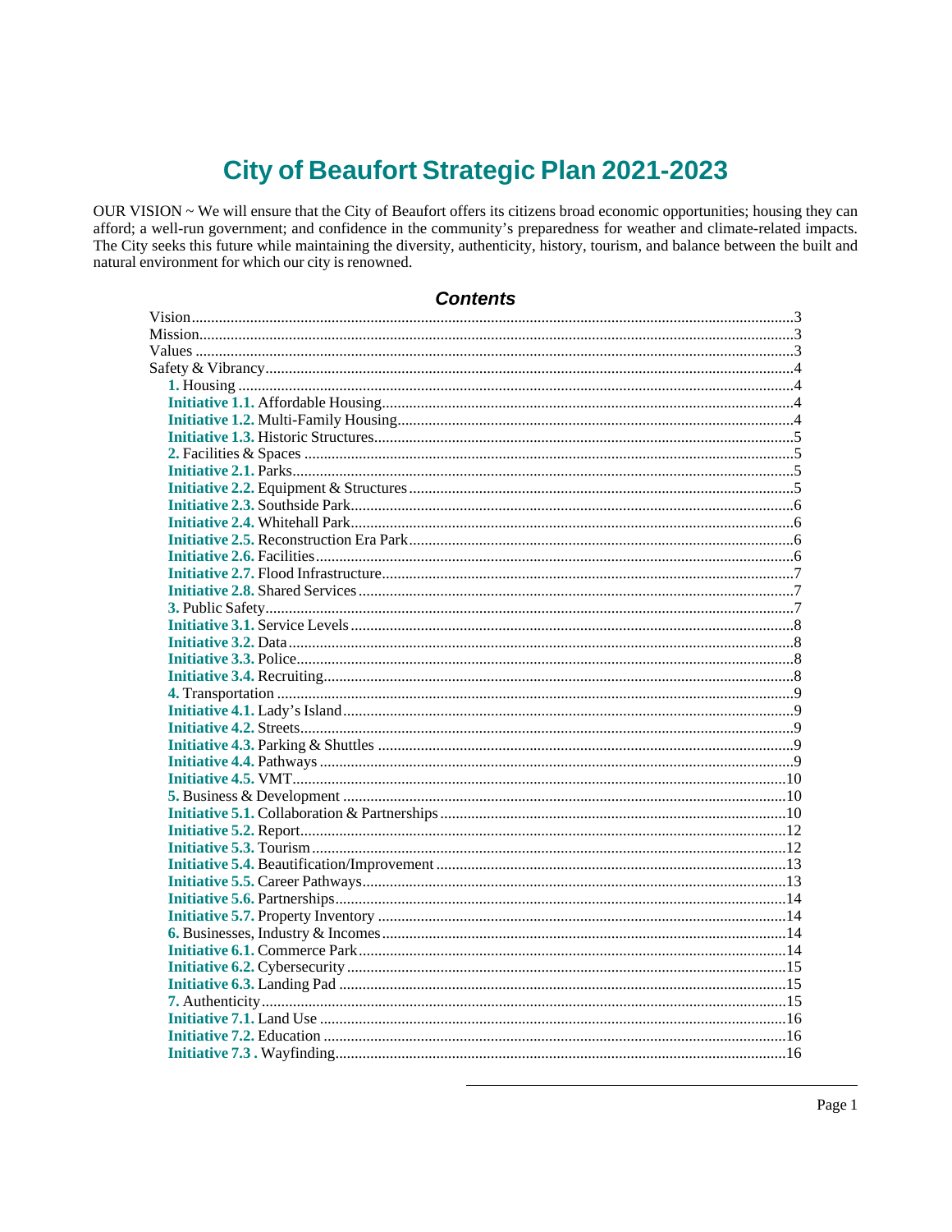# City of Beaufort Strategic Plan 2021-2023

OUR VISION ~ We will ensure that the City of Beaufort offers its citizens broad economic opportunities; housing they can afford; a well-run government; and confidence in the community's preparedness for weather and climate-related impacts. The City seeks this future while maintaining the diversity, authenticity, history, tourism, and balance between the built and natural environment for which our city is renowned.

## Contents

- Vision ........ 3
- Mission ........ 3
- Values ........ 3
- Safety & Vibrancy ........ 4
  - **1.** Housing ........ 4
  - **Initiative 1.1.** Affordable Housing ........ 4
  - **Initiative 1.2.** Multi-Family Housing ........ 4
  - **Initiative 1.3.** Historic Structures ........ 5
  - **2.** Facilities & Spaces ........ 5
  - **Initiative 2.1.** Parks ........ 5
  - **Initiative 2.2.** Equipment & Structures ........ 5
  - **Initiative 2.3.** Southside Park ........ 6
  - **Initiative 2.4.** Whitehall Park ........ 6
  - **Initiative 2.5.** Reconstruction Era Park ........ 6
  - **Initiative 2.6.** Facilities ........ 6
  - **Initiative 2.7.** Flood Infrastructure ........ 7
  - **Initiative 2.8.** Shared Services ........ 7
  - **3.** Public Safety ........ 7
  - **Initiative 3.1.** Service Levels ........ 8
  - **Initiative 3.2.** Data ........ 8
  - **Initiative 3.3.** Police ........ 8
  - **Initiative 3.4.** Recruiting ........ 8
  - **4.** Transportation ........ 9
  - **Initiative 4.1.** Lady's Island ........ 9
  - **Initiative 4.2.** Streets ........ 9
  - **Initiative 4.3.** Parking & Shuttles ........ 9
  - **Initiative 4.4.** Pathways ........ 9
  - **Initiative 4.5.** VMT ........ 10
  - **5.** Business & Development ........ 10
  - **Initiative 5.1.** Collaboration & Partnerships ........ 10
  - **Initiative 5.2.** Report ........ 12
  - **Initiative 5.3.** Tourism ........ 12
  - **Initiative 5.4.** Beautification/Improvement ........ 13
  - **Initiative 5.5.** Career Pathways ........ 13
  - **Initiative 5.6.** Partnerships ........ 14
  - **Initiative 5.7.** Property Inventory ........ 14
  - **6.** Businesses, Industry & Incomes ........ 14
  - **Initiative 6.1.** Commerce Park ........ 14
  - **Initiative 6.2.** Cybersecurity ........ 15
  - **Initiative 6.3.** Landing Pad ........ 15
  - **7.** Authenticity ........ 15
  - **Initiative 7.1.** Land Use ........ 16
  - **Initiative 7.2.** Education ........ 16
  - **Initiative 7.3 .** Wayfinding ........ 16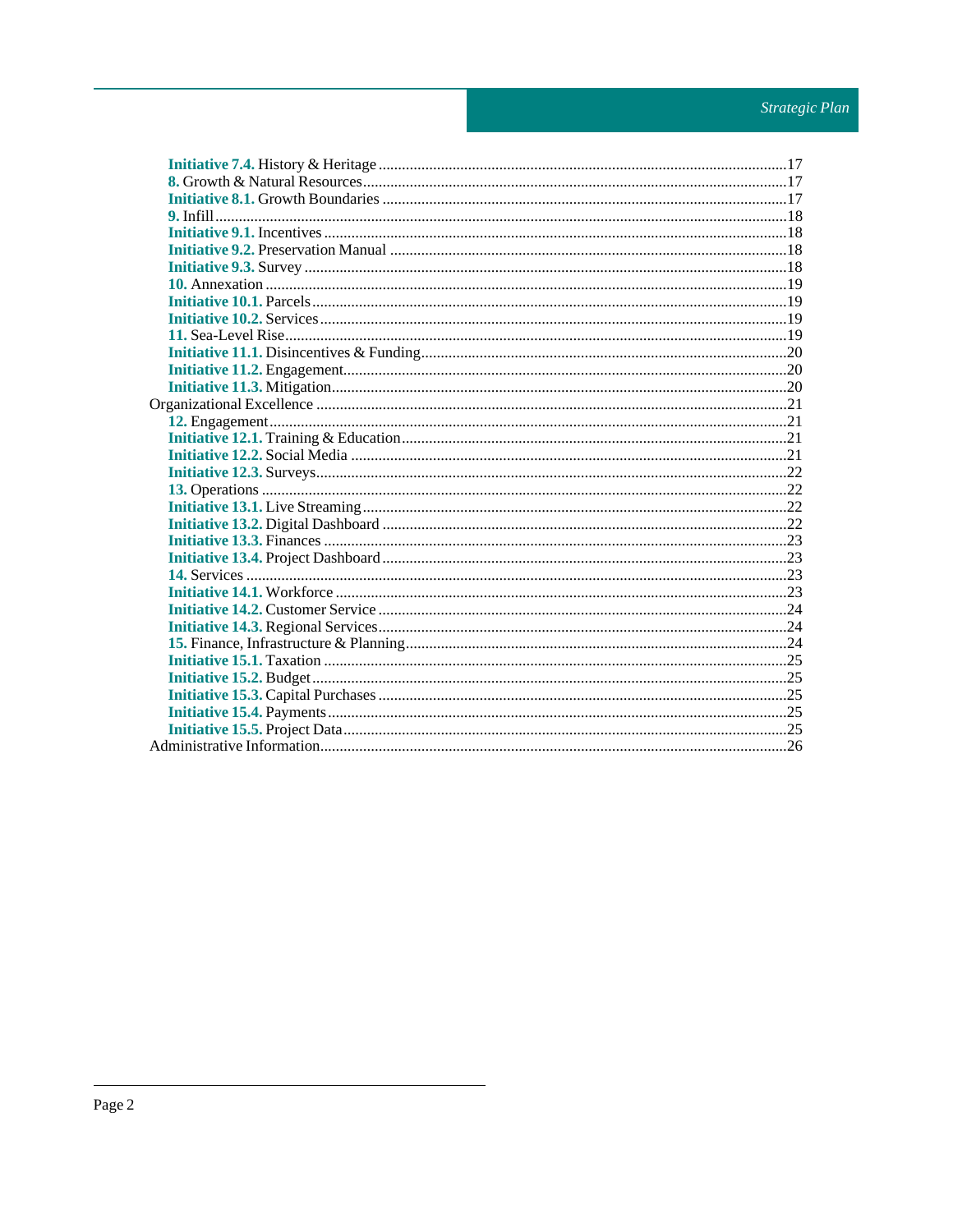**Initiative 7.4.** History & Heritage ....................................................................................17
**8.** Growth & Natural Resources...................................................................................17
**Initiative 8.1.** Growth Boundaries ...................................................................................17
**9.** Infill.........................................................................................................................18
**Initiative 9.1.** Incentives ..................................................................................................18
**Initiative 9.2.** Preservation Manual .................................................................................18
**Initiative 9.3.** Survey .......................................................................................................18
**10.** Annexation ............................................................................................................19
**Initiative 10.1.** Parcels......................................................................................................19
**Initiative 10.2.** Services....................................................................................................19
**11.** Sea-Level Rise........................................................................................................19
**Initiative 11.1.** Disincentives & Funding..........................................................................20
**Initiative 11.2.** Engagement..............................................................................................20
**Initiative 11.3.** Mitigation.................................................................................................20
Organizational Excellence ........................................................................................................21
**12.** Engagement............................................................................................................21
**Initiative 12.1.** Training & Education...............................................................................21
**Initiative 12.2.** Social Media ............................................................................................21
**Initiative 12.3.** Surveys.....................................................................................................22
**13.** Operations .............................................................................................................22
**Initiative 13.1.** Live Streaming.........................................................................................22
**Initiative 13.2.** Digital Dashboard ....................................................................................22
**Initiative 13.3.** Finances ...................................................................................................23
**Initiative 13.4.** Project Dashboard.....................................................................................23
**14.** Services .................................................................................................................23
**Initiative 14.1.** Workforce ................................................................................................23
**Initiative 14.2.** Customer Service .....................................................................................24
**Initiative 14.3.** Regional Services.....................................................................................24
**15.** Finance, Infrastructure & Planning.........................................................................24
**Initiative 15.1.** Taxation ...................................................................................................25
**Initiative 15.2.** Budget......................................................................................................25
**Initiative 15.3.** Capital Purchases .....................................................................................25
**Initiative 15.4.** Payments..................................................................................................25
**Initiative 15.5.** Project Data..............................................................................................25
Administrative Information......................................................................................................26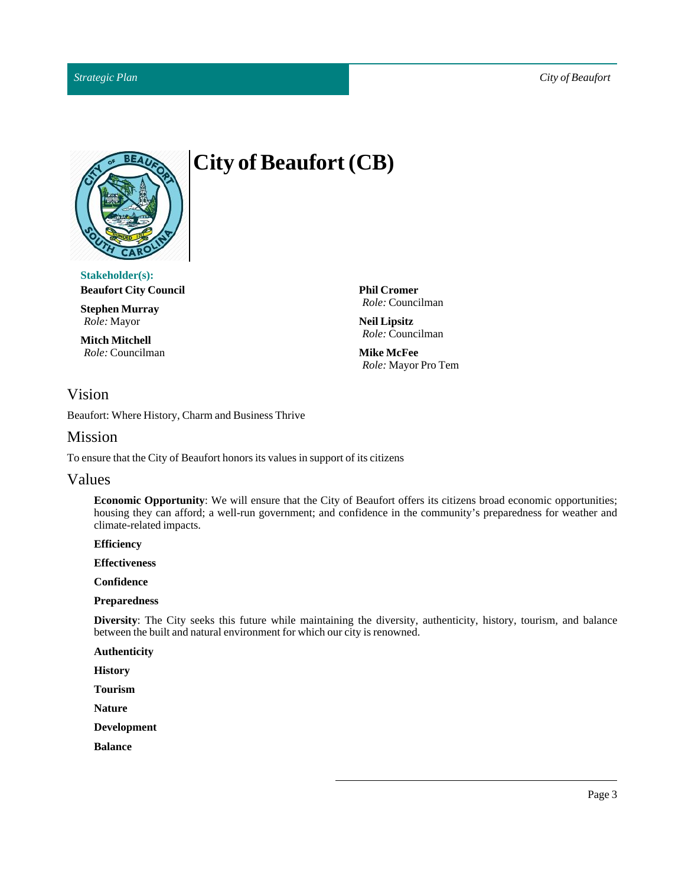# City of Beaufort (CB)

**Stakeholder(s):**

**Beaufort City Council**

**Stephen Murray**
*Role:* Mayor

**Mitch Mitchell**
*Role:* Councilman

**Phil Cromer**
*Role:* Councilman

**Neil Lipsitz**
*Role:* Councilman

**Mike McFee**
*Role:* Mayor Pro Tem

## Vision

Beaufort: Where History, Charm and Business Thrive

## Mission

To ensure that the City of Beaufort honors its values in support of its citizens

## Values

**Economic Opportunity**: We will ensure that the City of Beaufort offers its citizens broad economic opportunities; housing they can afford; a well-run government; and confidence in the community's preparedness for weather and climate-related impacts.

**Efficiency**

**Effectiveness**

**Confidence**

**Preparedness**

**Diversity**: The City seeks this future while maintaining the diversity, authenticity, history, tourism, and balance between the built and natural environment for which our city is renowned.

**Authenticity**

**History**

**Tourism**

**Nature**

**Development**

**Balance**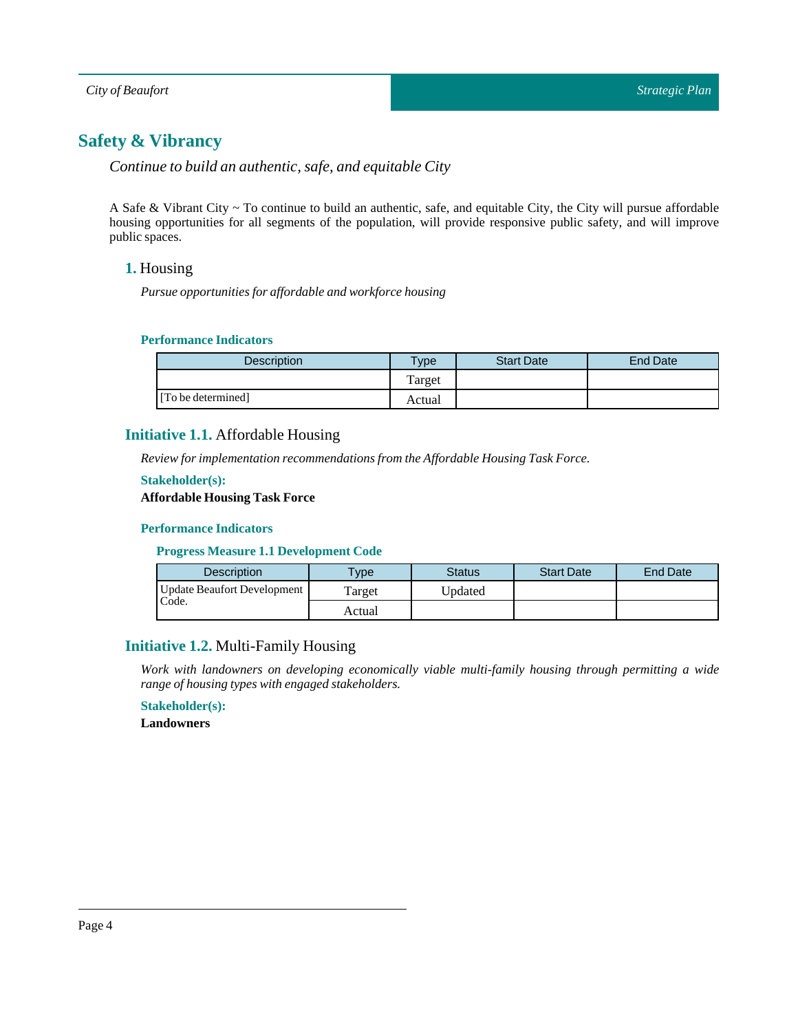## Safety & Vibrancy

*Continue to build an authentic, safe, and equitable City*

A Safe & Vibrant City ~ To continue to build an authentic, safe, and equitable City, the City will pursue affordable housing opportunities for all segments of the population, will provide responsive public safety, and will improve public spaces.

### 1. Housing

*Pursue opportunities for affordable and workforce housing*

**Performance Indicators**

| Description | Type | Start Date | End Date |
|---|---|---|---|
| [To be determined] | Target | | |
| | Actual | | |

### Initiative 1.1. Affordable Housing

*Review for implementation recommendations from the Affordable Housing Task Force.*

**Stakeholder(s):**

**Affordable Housing Task Force**

**Performance Indicators**

**Progress Measure 1.1 Development Code**

| Description | Type | Status | Start Date | End Date |
|---|---|---|---|---|
| Update Beaufort Development Code. | Target | Updated | | |
| | Actual | | | |

### Initiative 1.2. Multi-Family Housing

*Work with landowners on developing economically viable multi-family housing through permitting a wide range of housing types with engaged stakeholders.*

**Stakeholder(s):**

**Landowners**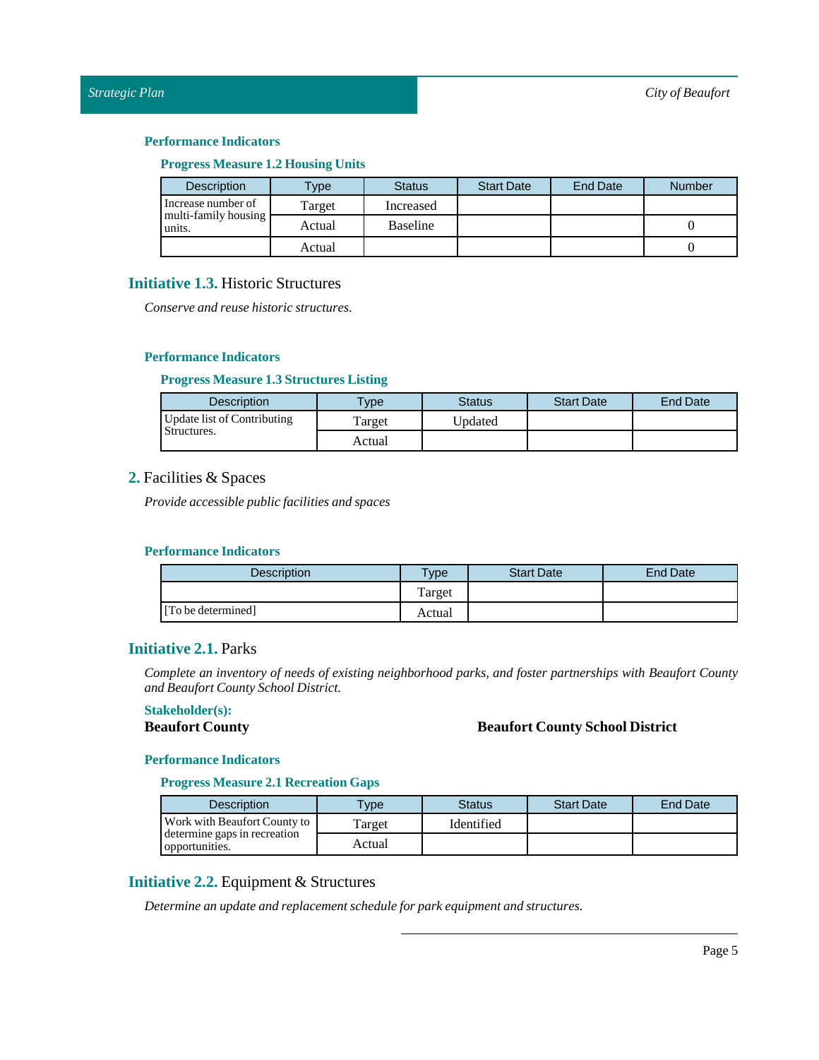#### Performance Indicators

##### Progress Measure 1.2 Housing Units

| Description | Type | Status | Start Date | End Date | Number |
|---|---|---|---|---|---|
| Increase number of multi-family housing units. | Target | Increased | | | |
| | Actual | Baseline | | | 0 |
| | Actual | | | | 0 |

### Initiative 1.3. Historic Structures

*Conserve and reuse historic structures.*

#### Performance Indicators

##### Progress Measure 1.3 Structures Listing

| Description | Type | Status | Start Date | End Date |
|---|---|---|---|---|
| Update list of Contributing Structures. | Target | Updated | | |
| | Actual | | | |

## 2. Facilities & Spaces

*Provide accessible public facilities and spaces*

#### Performance Indicators

| Description | Type | Start Date | End Date |
|---|---|---|---|
| | Target | | |
| [To be determined] | Actual | | |

### Initiative 2.1. Parks

*Complete an inventory of needs of existing neighborhood parks, and foster partnerships with Beaufort County and Beaufort County School District.*

**Stakeholder(s):**

**Beaufort County**

**Beaufort County School District**

#### Performance Indicators

##### Progress Measure 2.1 Recreation Gaps

| Description | Type | Status | Start Date | End Date |
|---|---|---|---|---|
| Work with Beaufort County to determine gaps in recreation opportunities. | Target | Identified | | |
| | Actual | | | |

### Initiative 2.2. Equipment & Structures

*Determine an update and replacement schedule for park equipment and structures.*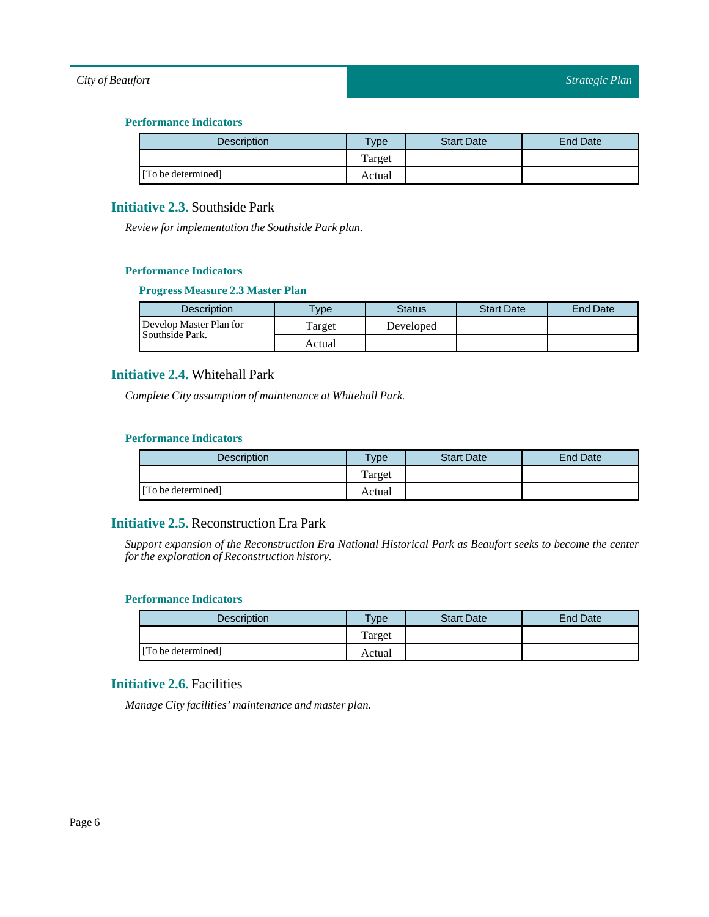#### Performance Indicators

| Description | Type | Start Date | End Date |
| --- | --- | --- | --- |
| | Target | | |
| [To be determined] | Actual | | |

### Initiative 2.3. Southside Park

*Review for implementation the Southside Park plan.*

#### Performance Indicators

##### Progress Measure 2.3 Master Plan

| Description | Type | Status | Start Date | End Date |
| --- | --- | --- | --- | --- |
| Develop Master Plan for Southside Park. | Target | Developed | | |
| | Actual | | | |

### Initiative 2.4. Whitehall Park

*Complete City assumption of maintenance at Whitehall Park.*

#### Performance Indicators

| Description | Type | Start Date | End Date |
| --- | --- | --- | --- |
| | Target | | |
| [To be determined] | Actual | | |

### Initiative 2.5. Reconstruction Era Park

*Support expansion of the Reconstruction Era National Historical Park as Beaufort seeks to become the center for the exploration of Reconstruction history.*

#### Performance Indicators

| Description | Type | Start Date | End Date |
| --- | --- | --- | --- |
| | Target | | |
| [To be determined] | Actual | | |

### Initiative 2.6. Facilities

*Manage City facilities' maintenance and master plan.*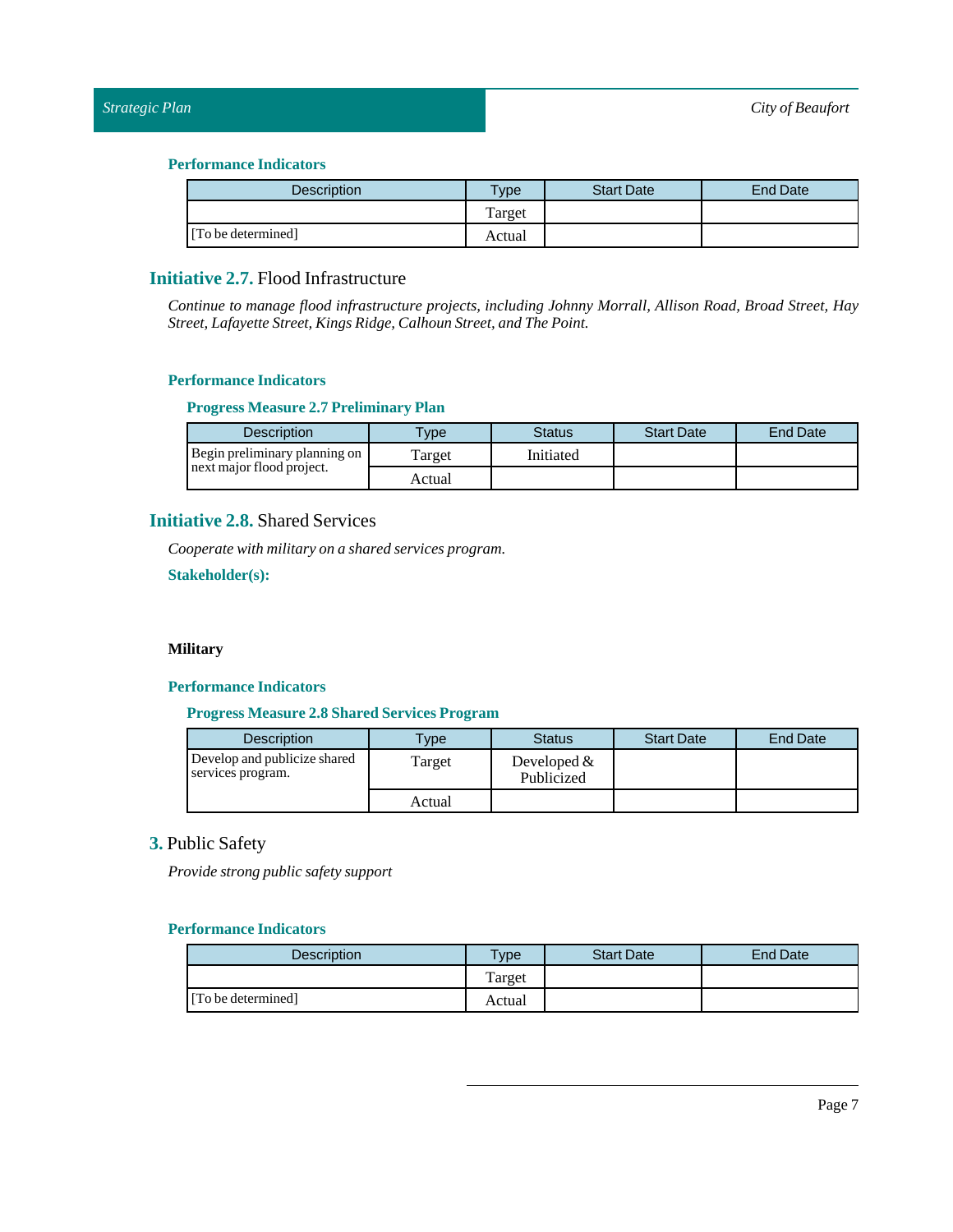#### Performance Indicators

| Description | Type | Start Date | End Date |
|---|---|---|---|
| [To be determined] | Target | | |
| | Actual | | |

### Initiative 2.7. Flood Infrastructure

*Continue to manage flood infrastructure projects, including Johnny Morrall, Allison Road, Broad Street, Hay Street, Lafayette Street, Kings Ridge, Calhoun Street, and The Point.*

#### Performance Indicators

##### Progress Measure 2.7 Preliminary Plan

| Description | Type | Status | Start Date | End Date |
|---|---|---|---|---|
| Begin preliminary planning on next major flood project. | Target | Initiated | | |
| | Actual | | | |

### Initiative 2.8. Shared Services

*Cooperate with military on a shared services program.*

#### Stakeholder(s):

**Military**

#### Performance Indicators

##### Progress Measure 2.8 Shared Services Program

| Description | Type | Status | Start Date | End Date |
|---|---|---|---|---|
| Develop and publicize shared services program. | Target | Developed & Publicized | | |
| | Actual | | | |

## 3. Public Safety

*Provide strong public safety support*

#### Performance Indicators

| Description | Type | Start Date | End Date |
|---|---|---|---|
| [To be determined] | Target | | |
| | Actual | | |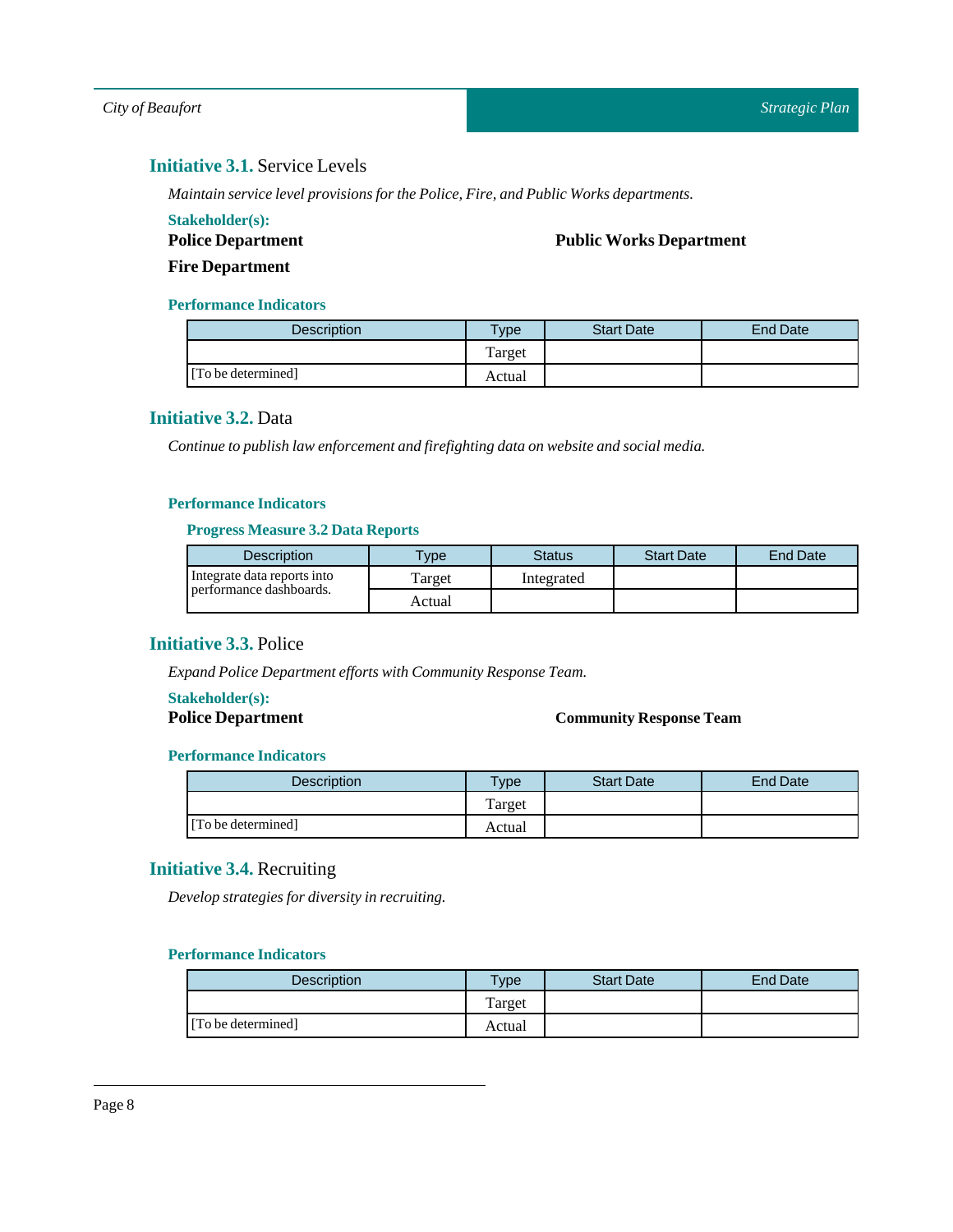## **Initiative 3.1.** Service Levels

*Maintain service level provisions for the Police, Fire, and Public Works departments.*

**Stakeholder(s):**

**Police Department**

**Public Works Department**

**Fire Department**

**Performance Indicators**

| Description | Type | Start Date | End Date |
|---|---|---|---|
| [To be determined] | Target | | |
| | Actual | | |

## **Initiative 3.2.** Data

*Continue to publish law enforcement and firefighting data on website and social media.*

**Performance Indicators**

**Progress Measure 3.2 Data Reports**

| Description | Type | Status | Start Date | End Date |
|---|---|---|---|---|
| Integrate data reports into performance dashboards. | Target | Integrated | | |
| | Actual | | | |

## **Initiative 3.3.** Police

*Expand Police Department efforts with Community Response Team.*

**Stakeholder(s):**

**Police Department**

**Community Response Team**

**Performance Indicators**

| Description | Type | Start Date | End Date |
|---|---|---|---|
| [To be determined] | Target | | |
| | Actual | | |

## **Initiative 3.4.** Recruiting

*Develop strategies for diversity in recruiting.*

**Performance Indicators**

| Description | Type | Start Date | End Date |
|---|---|---|---|
| [To be determined] | Target | | |
| | Actual | | |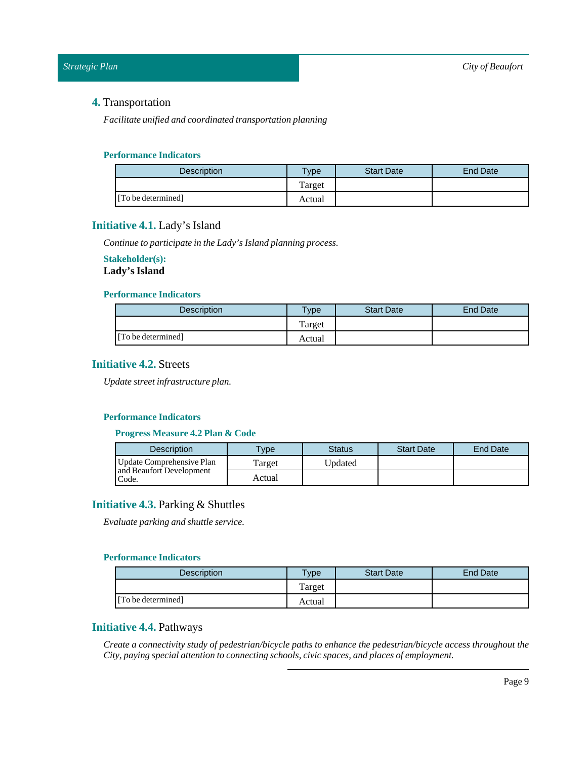## 4. Transportation

*Facilitate unified and coordinated transportation planning*

**Performance Indicators**

| Description | Type | Start Date | End Date |
|---|---|---|---|
| | Target | | |
| [To be determined] | Actual | | |

### Initiative 4.1. Lady's Island

*Continue to participate in the Lady's Island planning process.*

**Stakeholder(s):**

**Lady's Island**

**Performance Indicators**

| Description | Type | Start Date | End Date |
|---|---|---|---|
| | Target | | |
| [To be determined] | Actual | | |

### Initiative 4.2. Streets

*Update street infrastructure plan.*

**Performance Indicators**

**Progress Measure 4.2 Plan & Code**

| Description | Type | Status | Start Date | End Date |
|---|---|---|---|---|
| Update Comprehensive Plan and Beaufort Development Code. | Target | Updated | | |
| | Actual | | | |

### Initiative 4.3. Parking & Shuttles

*Evaluate parking and shuttle service.*

**Performance Indicators**

| Description | Type | Start Date | End Date |
|---|---|---|---|
| | Target | | |
| [To be determined] | Actual | | |

### Initiative 4.4. Pathways

*Create a connectivity study of pedestrian/bicycle paths to enhance the pedestrian/bicycle access throughout the City, paying special attention to connecting schools, civic spaces, and places of employment.*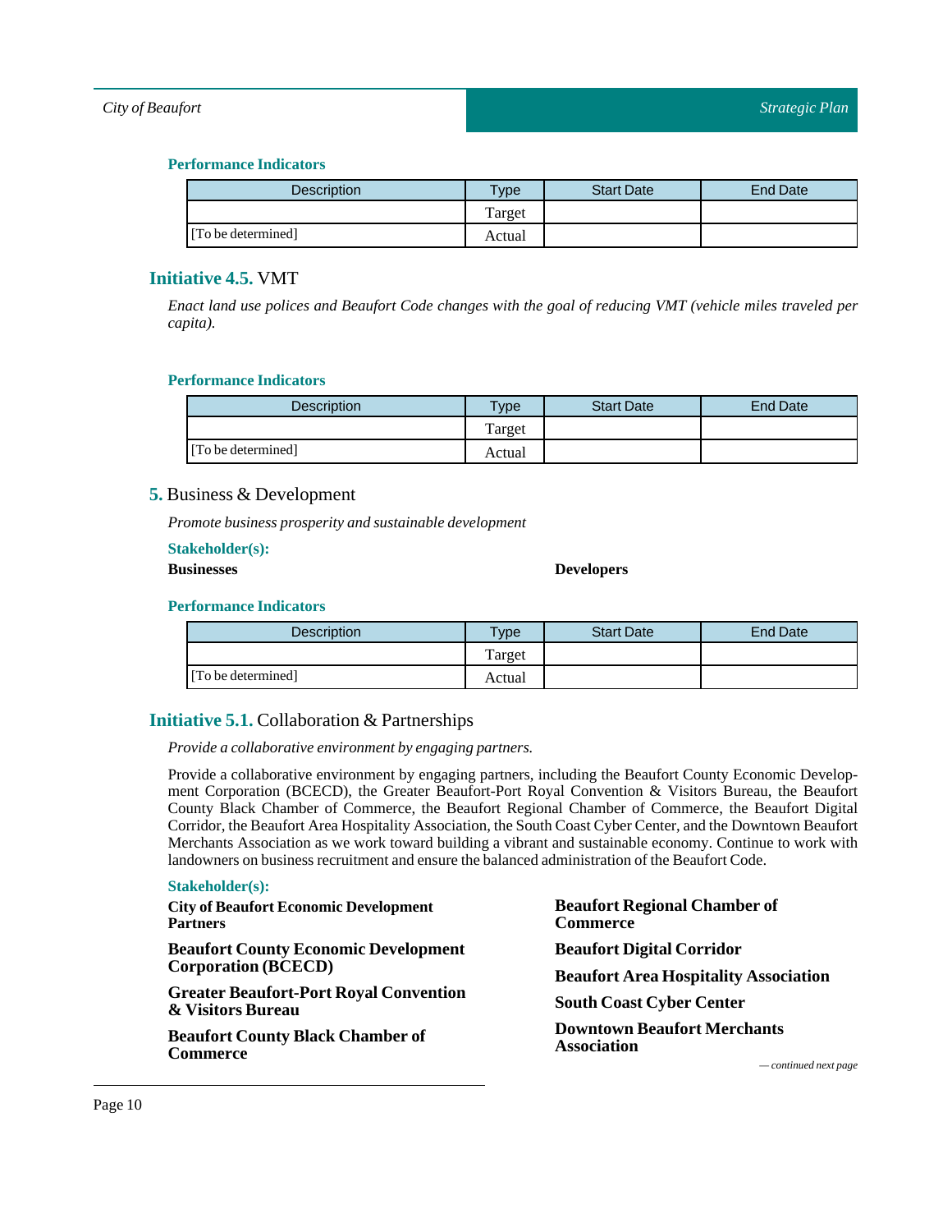#### Performance Indicators

| Description | Type | Start Date | End Date |
|---|---|---|---|
| | Target | | |
| [To be determined] | Actual | | |

### Initiative 4.5. VMT

*Enact land use polices and Beaufort Code changes with the goal of reducing VMT (vehicle miles traveled per capita).*

#### Performance Indicators

| Description | Type | Start Date | End Date |
|---|---|---|---|
| | Target | | |
| [To be determined] | Actual | | |

## 5. Business & Development

*Promote business prosperity and sustainable development*

#### Stakeholder(s):

**Businesses**

**Developers**

#### Performance Indicators

| Description | Type | Start Date | End Date |
|---|---|---|---|
| | Target | | |
| [To be determined] | Actual | | |

### Initiative 5.1. Collaboration & Partnerships

*Provide a collaborative environment by engaging partners.*

Provide a collaborative environment by engaging partners, including the Beaufort County Economic Development Corporation (BCECD), the Greater Beaufort-Port Royal Convention & Visitors Bureau, the Beaufort County Black Chamber of Commerce, the Beaufort Regional Chamber of Commerce, the Beaufort Digital Corridor, the Beaufort Area Hospitality Association, the South Coast Cyber Center, and the Downtown Beaufort Merchants Association as we work toward building a vibrant and sustainable economy. Continue to work with landowners on business recruitment and ensure the balanced administration of the Beaufort Code.

#### Stakeholder(s):

**City of Beaufort Economic Development Partners**

**Beaufort County Economic Development Corporation (BCECD)**

**Greater Beaufort-Port Royal Convention & Visitors Bureau**

**Beaufort County Black Chamber of Commerce**

**Beaufort Regional Chamber of Commerce**

**Beaufort Digital Corridor**

**Beaufort Area Hospitality Association**

**South Coast Cyber Center**

**Downtown Beaufort Merchants Association**

*— continued next page*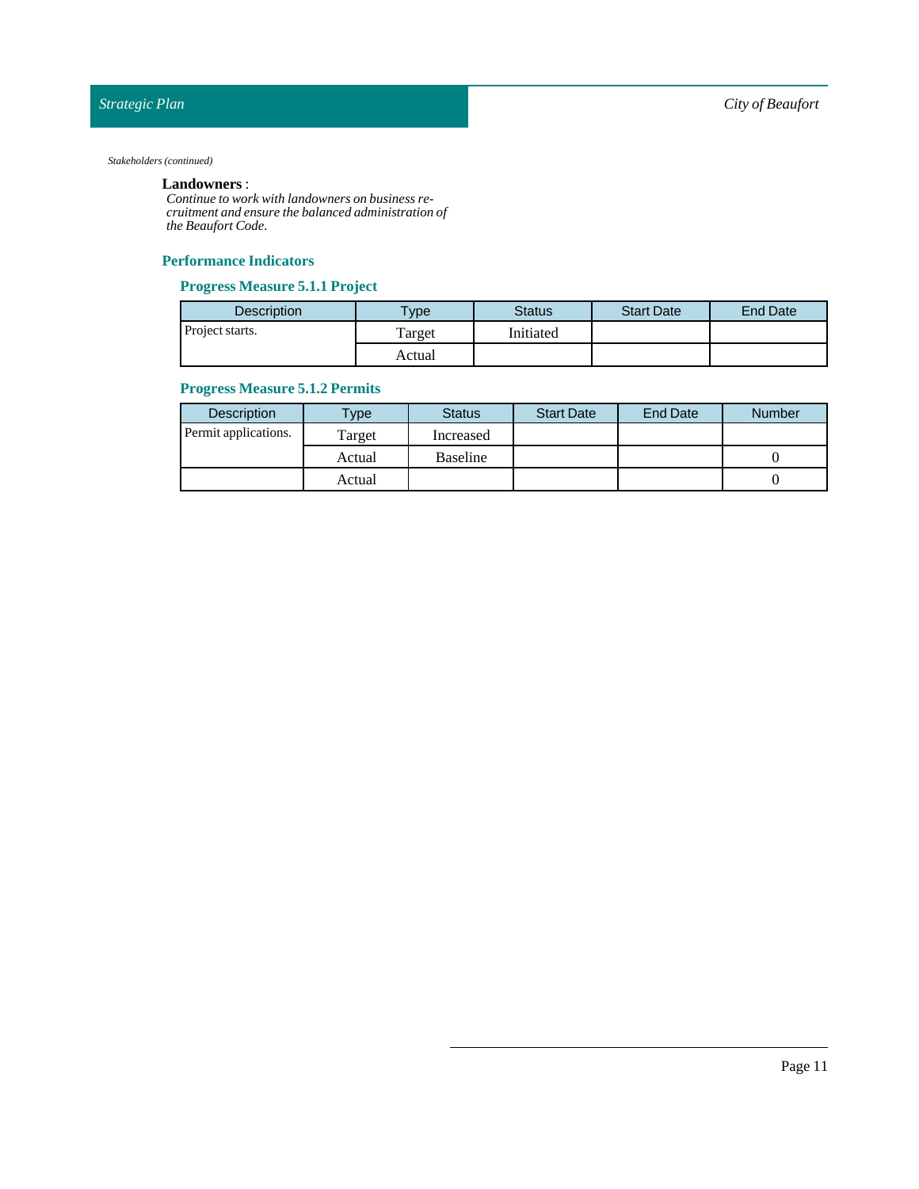*Stakeholders (continued)*

**Landowners** :
*Continue to work with landowners on business recruitment and ensure the balanced administration of the Beaufort Code.*

## Performance Indicators

### Progress Measure 5.1.1 Project

| Description | Type | Status | Start Date | End Date |
|---|---|---|---|---|
| Project starts. | Target | Initiated | | |
| | Actual | | | |

### Progress Measure 5.1.2 Permits

| Description | Type | Status | Start Date | End Date | Number |
|---|---|---|---|---|---|
| Permit applications. | Target | Increased | | | |
| | Actual | Baseline | | | 0 |
| | Actual | | | | 0 |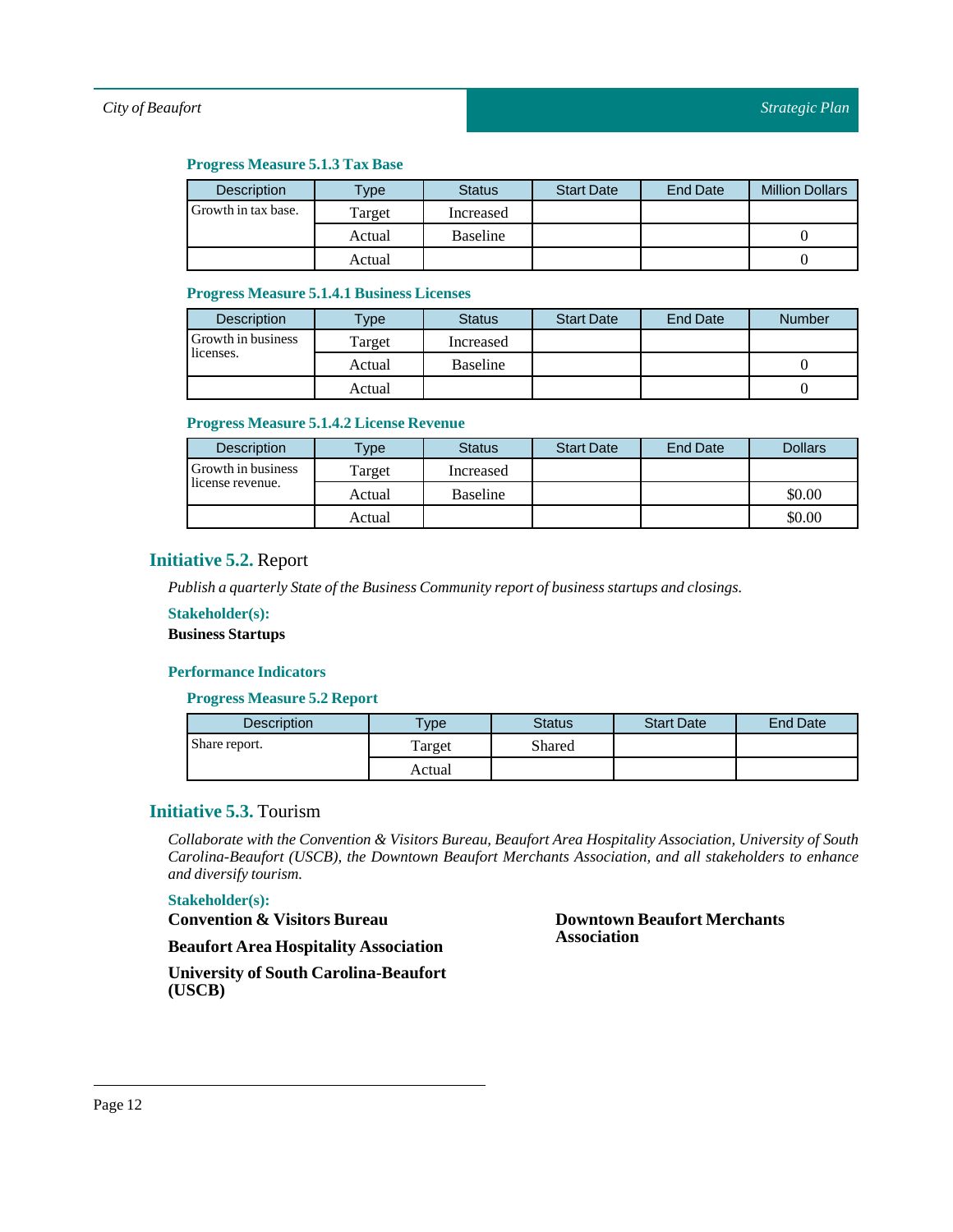#### Progress Measure 5.1.3 Tax Base

| Description | Type | Status | Start Date | End Date | Million Dollars |
|---|---|---|---|---|---|
| Growth in tax base. | Target | Increased | | | |
| | Actual | Baseline | | | 0 |
| | Actual | | | | 0 |

#### Progress Measure 5.1.4.1 Business Licenses

| Description | Type | Status | Start Date | End Date | Number |
|---|---|---|---|---|---|
| Growth in business licenses. | Target | Increased | | | |
| | Actual | Baseline | | | 0 |
| | Actual | | | | 0 |

#### Progress Measure 5.1.4.2 License Revenue

| Description | Type | Status | Start Date | End Date | Dollars |
|---|---|---|---|---|---|
| Growth in business license revenue. | Target | Increased | | | |
| | Actual | Baseline | | | $0.00 |
| | Actual | | | | $0.00 |

## Initiative 5.2. Report

*Publish a quarterly State of the Business Community report of business startups and closings.*

**Stakeholder(s):**

**Business Startups**

### Performance Indicators

#### Progress Measure 5.2 Report

| Description | Type | Status | Start Date | End Date |
|---|---|---|---|---|
| Share report. | Target | Shared | | |
| | Actual | | | |

## Initiative 5.3. Tourism

*Collaborate with the Convention & Visitors Bureau, Beaufort Area Hospitality Association, University of South Carolina-Beaufort (USCB), the Downtown Beaufort Merchants Association, and all stakeholders to enhance and diversify tourism.*

**Stakeholder(s):**

**Convention & Visitors Bureau**

**Beaufort Area Hospitality Association**

**University of South Carolina-Beaufort (USCB)**

**Downtown Beaufort Merchants Association**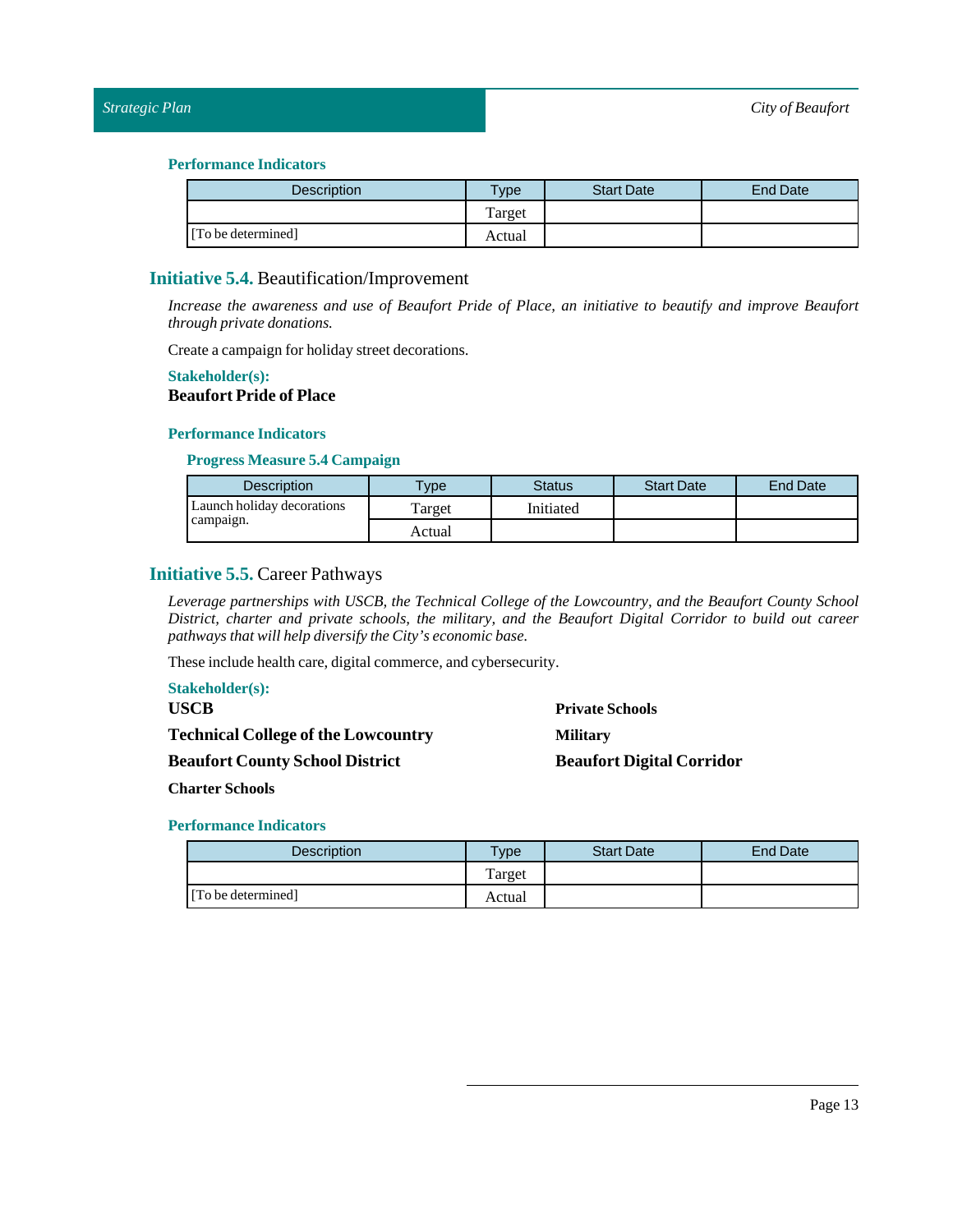#### Performance Indicators

| Description | Type | Start Date | End Date |
|---|---|---|---|
| [To be determined] | Target | | |
| | Actual | | |

## Initiative 5.4. Beautification/Improvement

*Increase the awareness and use of Beaufort Pride of Place, an initiative to beautify and improve Beaufort through private donations.*

Create a campaign for holiday street decorations.

#### Stakeholder(s):

**Beaufort Pride of Place**

#### Performance Indicators

##### Progress Measure 5.4 Campaign

| Description | Type | Status | Start Date | End Date |
|---|---|---|---|---|
| Launch holiday decorations campaign. | Target | Initiated | | |
| | Actual | | | |

## Initiative 5.5. Career Pathways

*Leverage partnerships with USCB, the Technical College of the Lowcountry, and the Beaufort County School District, charter and private schools, the military, and the Beaufort Digital Corridor to build out career pathways that will help diversify the City's economic base.*

These include health care, digital commerce, and cybersecurity.

#### Stakeholder(s):

**USCB**

**Technical College of the Lowcountry**

**Beaufort County School District**

**Charter Schools**

**Private Schools**

**Military**

**Beaufort Digital Corridor**

#### Performance Indicators

| Description | Type | Start Date | End Date |
|---|---|---|---|
| [To be determined] | Target | | |
| | Actual | | |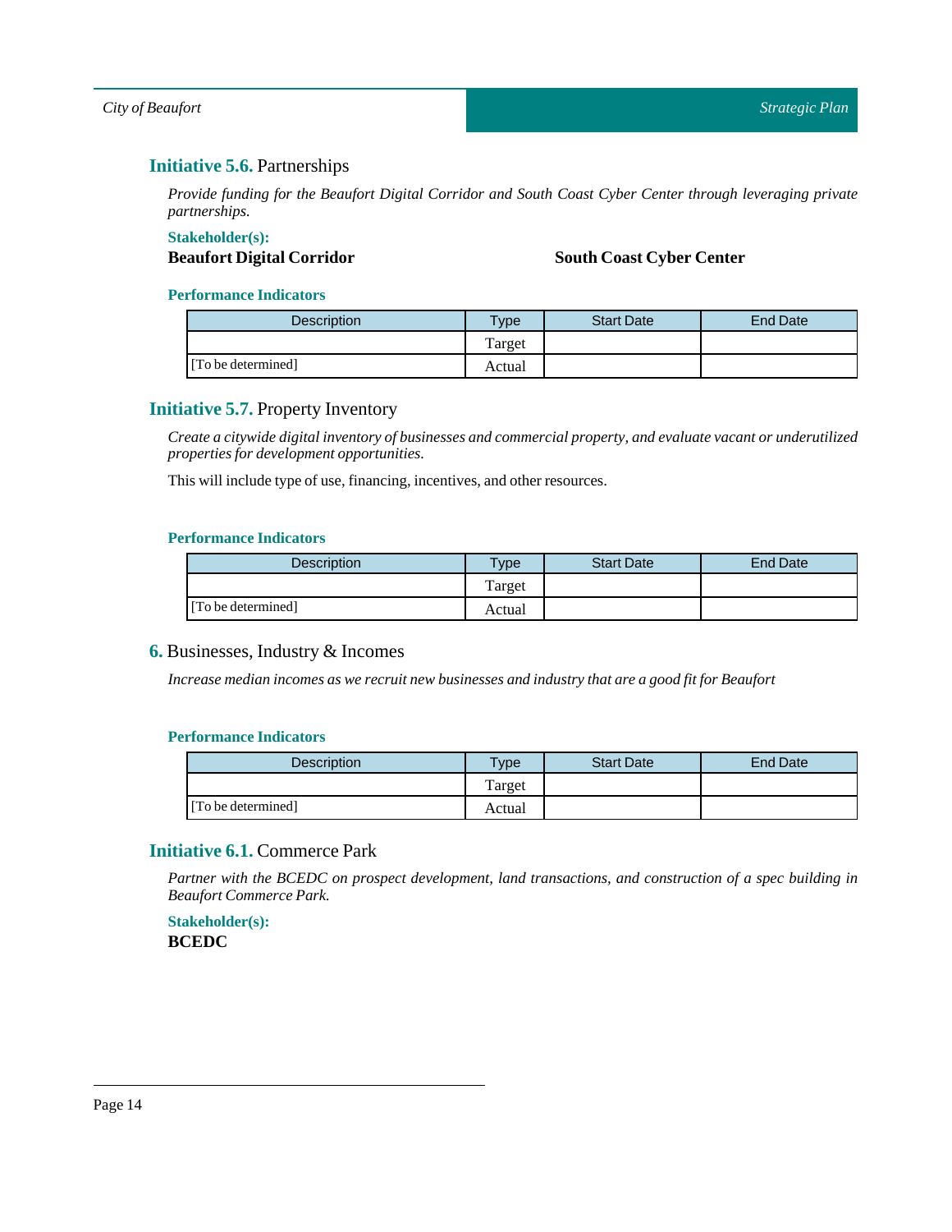## Initiative 5.6. Partnerships

*Provide funding for the Beaufort Digital Corridor and South Coast Cyber Center through leveraging private partnerships.*

**Stakeholder(s):**

**Beaufort Digital Corridor**

**South Coast Cyber Center**

**Performance Indicators**

| Description | Type | Start Date | End Date |
|---|---|---|---|
| | Target | | |
| [To be determined] | Actual | | |

## Initiative 5.7. Property Inventory

*Create a citywide digital inventory of businesses and commercial property, and evaluate vacant or underutilized properties for development opportunities.*

This will include type of use, financing, incentives, and other resources.

**Performance Indicators**

| Description | Type | Start Date | End Date |
|---|---|---|---|
| | Target | | |
| [To be determined] | Actual | | |

## 6. Businesses, Industry & Incomes

*Increase median incomes as we recruit new businesses and industry that are a good fit for Beaufort*

**Performance Indicators**

| Description | Type | Start Date | End Date |
|---|---|---|---|
| | Target | | |
| [To be determined] | Actual | | |

## Initiative 6.1. Commerce Park

*Partner with the BCEDC on prospect development, land transactions, and construction of a spec building in Beaufort Commerce Park.*

**Stakeholder(s):**

**BCEDC**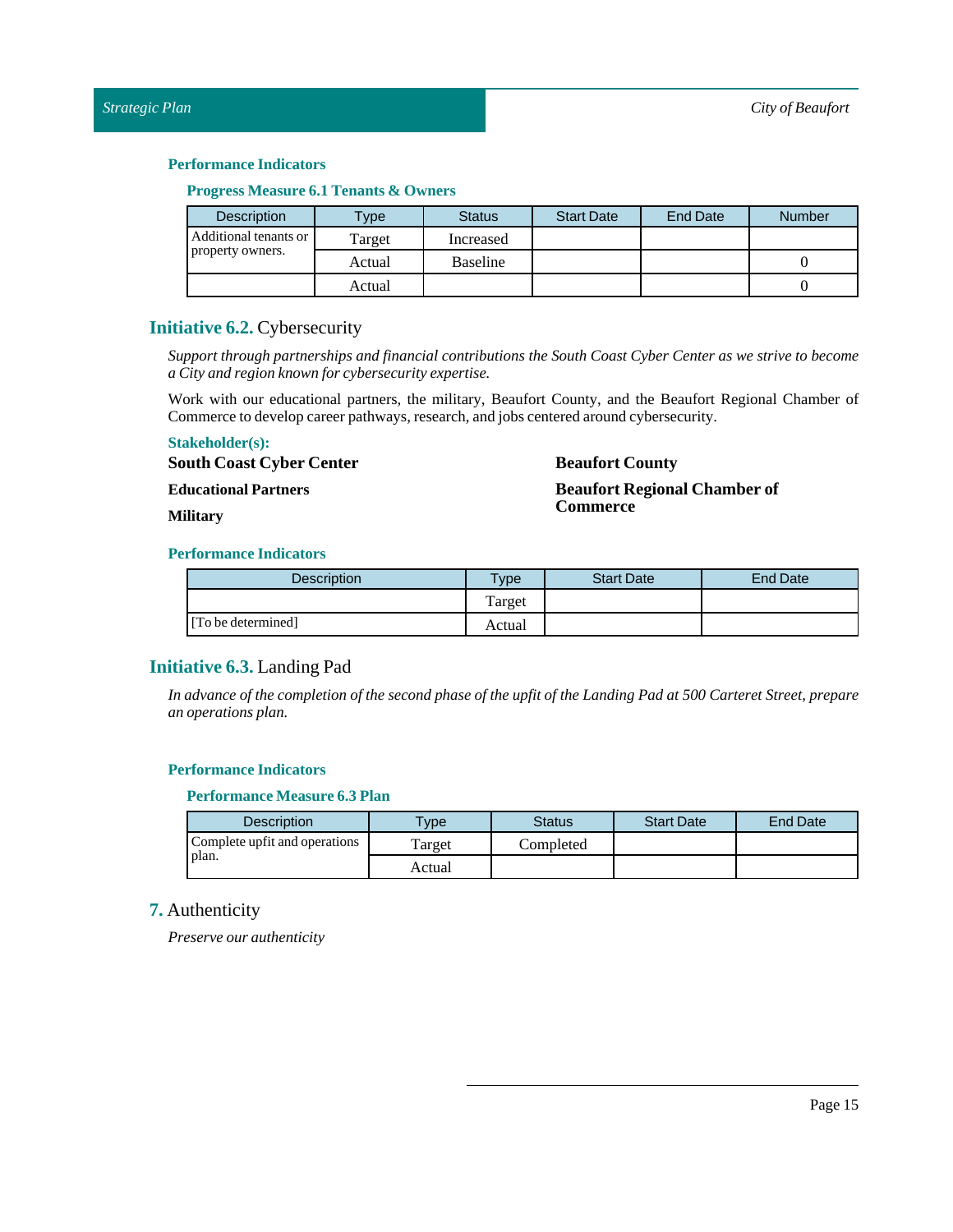#### Performance Indicators

##### Progress Measure 6.1 Tenants & Owners

| Description | Type | Status | Start Date | End Date | Number |
|---|---|---|---|---|---|
| Additional tenants or property owners. | Target | Increased | | | |
| | Actual | Baseline | | | 0 |
| | Actual | | | | 0 |

### Initiative 6.2. Cybersecurity

*Support through partnerships and financial contributions the South Coast Cyber Center as we strive to become a City and region known for cybersecurity expertise.*

Work with our educational partners, the military, Beaufort County, and the Beaufort Regional Chamber of Commerce to develop career pathways, research, and jobs centered around cybersecurity.

#### Stakeholder(s):

**South Coast Cyber Center**

**Educational Partners**

**Military**

**Beaufort County**

**Beaufort Regional Chamber of Commerce**

#### Performance Indicators

| Description | Type | Start Date | End Date |
|---|---|---|---|
| | Target | | |
| [To be determined] | Actual | | |

### Initiative 6.3. Landing Pad

*In advance of the completion of the second phase of the upfit of the Landing Pad at 500 Carteret Street, prepare an operations plan.*

#### Performance Indicators

##### Performance Measure 6.3 Plan

| Description | Type | Status | Start Date | End Date |
|---|---|---|---|---|
| Complete upfit and operations plan. | Target | Completed | | |
| | Actual | | | |

## 7. Authenticity

*Preserve our authenticity*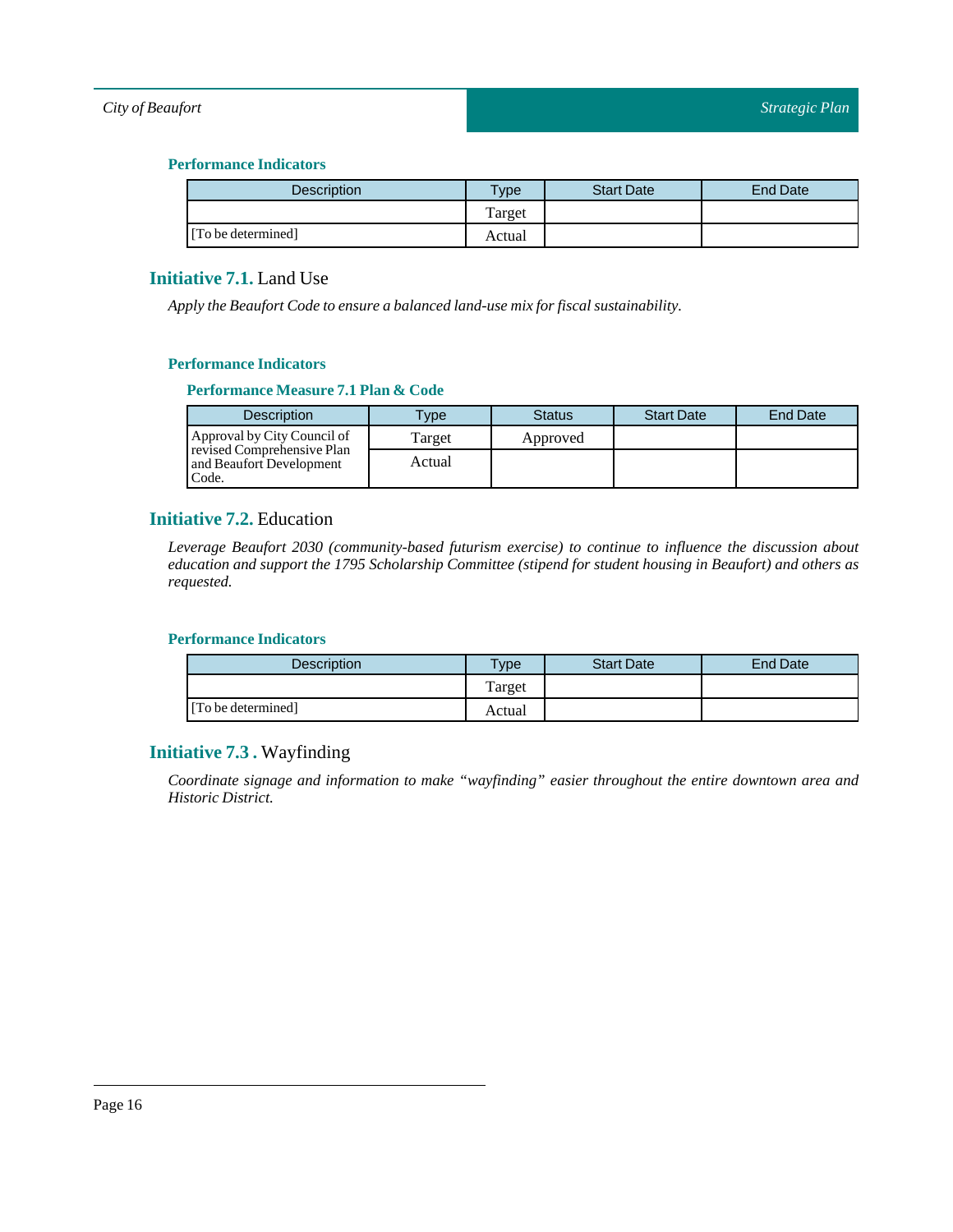#### Performance Indicators

| Description | Type | Start Date | End Date |
|---|---|---|---|
| | Target | | |
| [To be determined] | Actual | | |

## **Initiative 7.1.** Land Use

*Apply the Beaufort Code to ensure a balanced land-use mix for fiscal sustainability.*

#### Performance Indicators

##### Performance Measure 7.1 Plan & Code

| Description | Type | Status | Start Date | End Date |
|---|---|---|---|---|
| Approval by City Council of revised Comprehensive Plan and Beaufort Development Code. | Target | Approved | | |
| | Actual | | | |

## **Initiative 7.2.** Education

*Leverage Beaufort 2030 (community-based futurism exercise) to continue to influence the discussion about education and support the 1795 Scholarship Committee (stipend for student housing in Beaufort) and others as requested.*

#### Performance Indicators

| Description | Type | Start Date | End Date |
|---|---|---|---|
| | Target | | |
| [To be determined] | Actual | | |

## **Initiative 7.3 .** Wayfinding

*Coordinate signage and information to make "wayfinding" easier throughout the entire downtown area and Historic District.*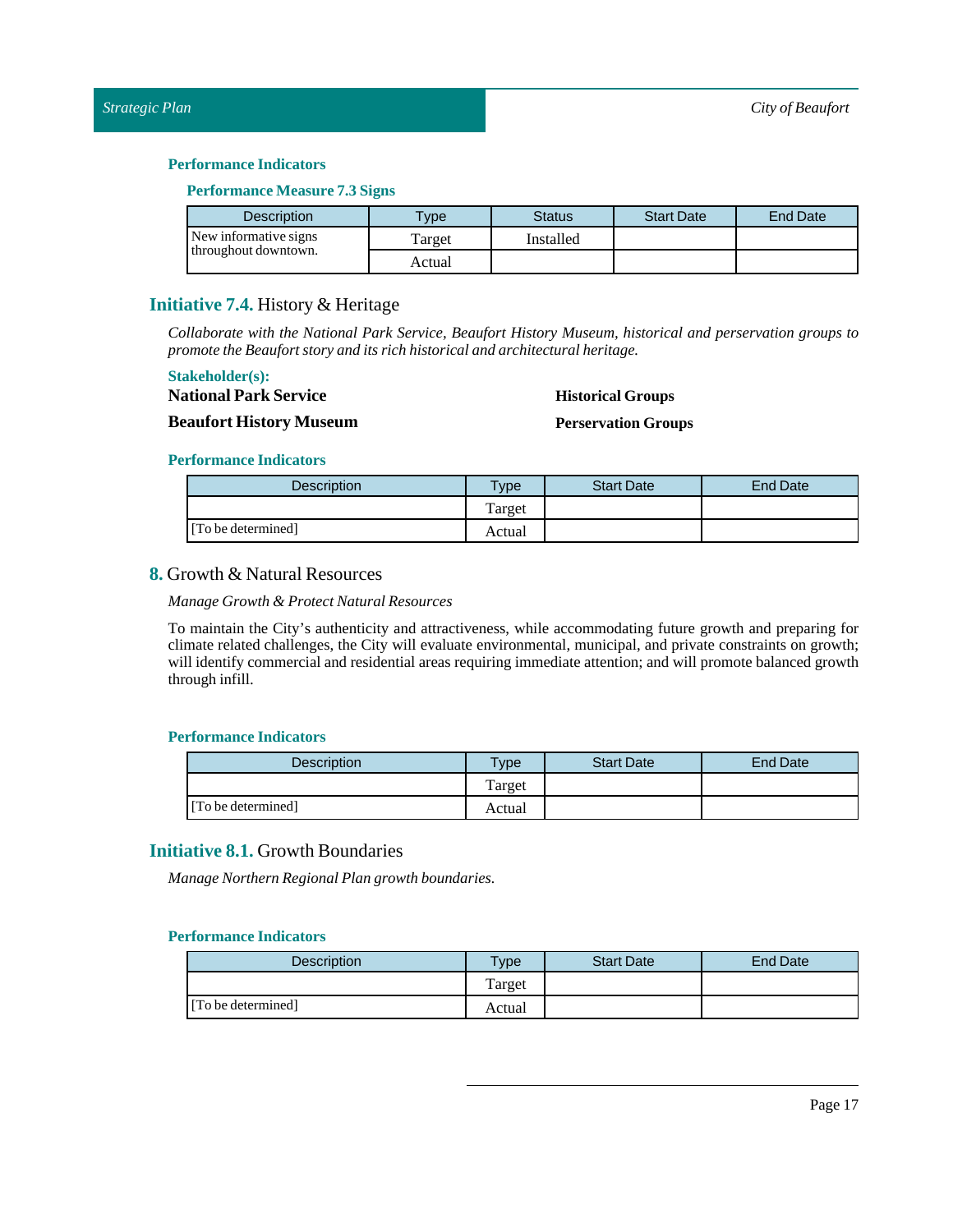#### Performance Indicators

##### Performance Measure 7.3 Signs

| Description | Type | Status | Start Date | End Date |
|---|---|---|---|---|
| New informative signs throughout downtown. | Target | Installed | | |
| | Actual | | | |

### Initiative 7.4. History & Heritage

*Collaborate with the National Park Service, Beaufort History Museum, historical and perservation groups to promote the Beaufort story and its rich historical and architectural heritage.*

#### Stakeholder(s):

**National Park Service**

**Beaufort History Museum**

**Historical Groups**

**Perservation Groups**

#### Performance Indicators

| Description | Type | Start Date | End Date |
|---|---|---|---|
| | Target | | |
| [To be determined] | Actual | | |

## 8. Growth & Natural Resources

*Manage Growth & Protect Natural Resources*

To maintain the City's authenticity and attractiveness, while accommodating future growth and preparing for climate related challenges, the City will evaluate environmental, municipal, and private constraints on growth; will identify commercial and residential areas requiring immediate attention; and will promote balanced growth through infill.

#### Performance Indicators

| Description | Type | Start Date | End Date |
|---|---|---|---|
| | Target | | |
| [To be determined] | Actual | | |

### Initiative 8.1. Growth Boundaries

*Manage Northern Regional Plan growth boundaries.*

#### Performance Indicators

| Description | Type | Start Date | End Date |
|---|---|---|---|
| | Target | | |
| [To be determined] | Actual | | |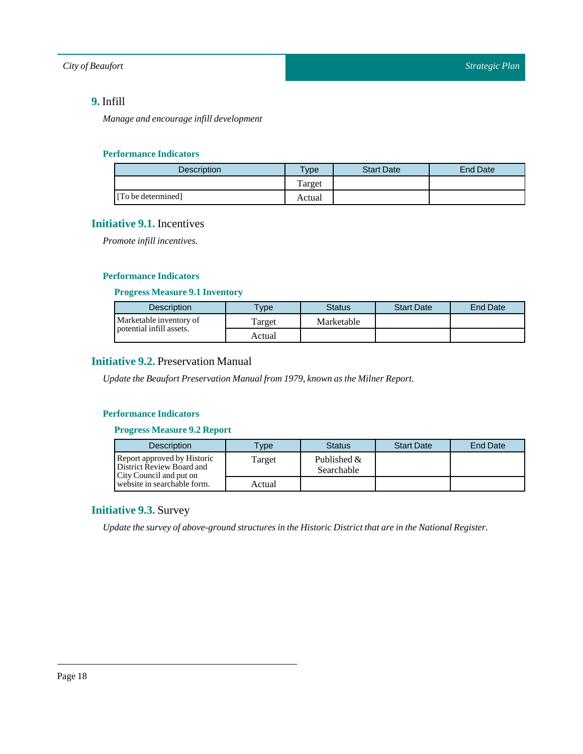## **9.** Infill

*Manage and encourage infill development*

#### Performance Indicators

| Description | Type | Start Date | End Date |
|---|---|---|---|
| [To be determined] | Target | | |
| | Actual | | |

## **Initiative 9.1.** Incentives

*Promote infill incentives.*

#### Performance Indicators

##### Progress Measure 9.1 Inventory

| Description | Type | Status | Start Date | End Date |
|---|---|---|---|---|
| Marketable inventory of potential infill assets. | Target | Marketable | | |
| | Actual | | | |

## **Initiative 9.2.** Preservation Manual

*Update the Beaufort Preservation Manual from 1979, known as the Milner Report.*

#### Performance Indicators

##### Progress Measure 9.2 Report

| Description | Type | Status | Start Date | End Date |
|---|---|---|---|---|
| Report approved by Historic District Review Board and City Council and put on website in searchable form. | Target | Published & Searchable | | |
| | Actual | | | |

## **Initiative 9.3.** Survey

*Update the survey of above-ground structures in the Historic District that are in the National Register.*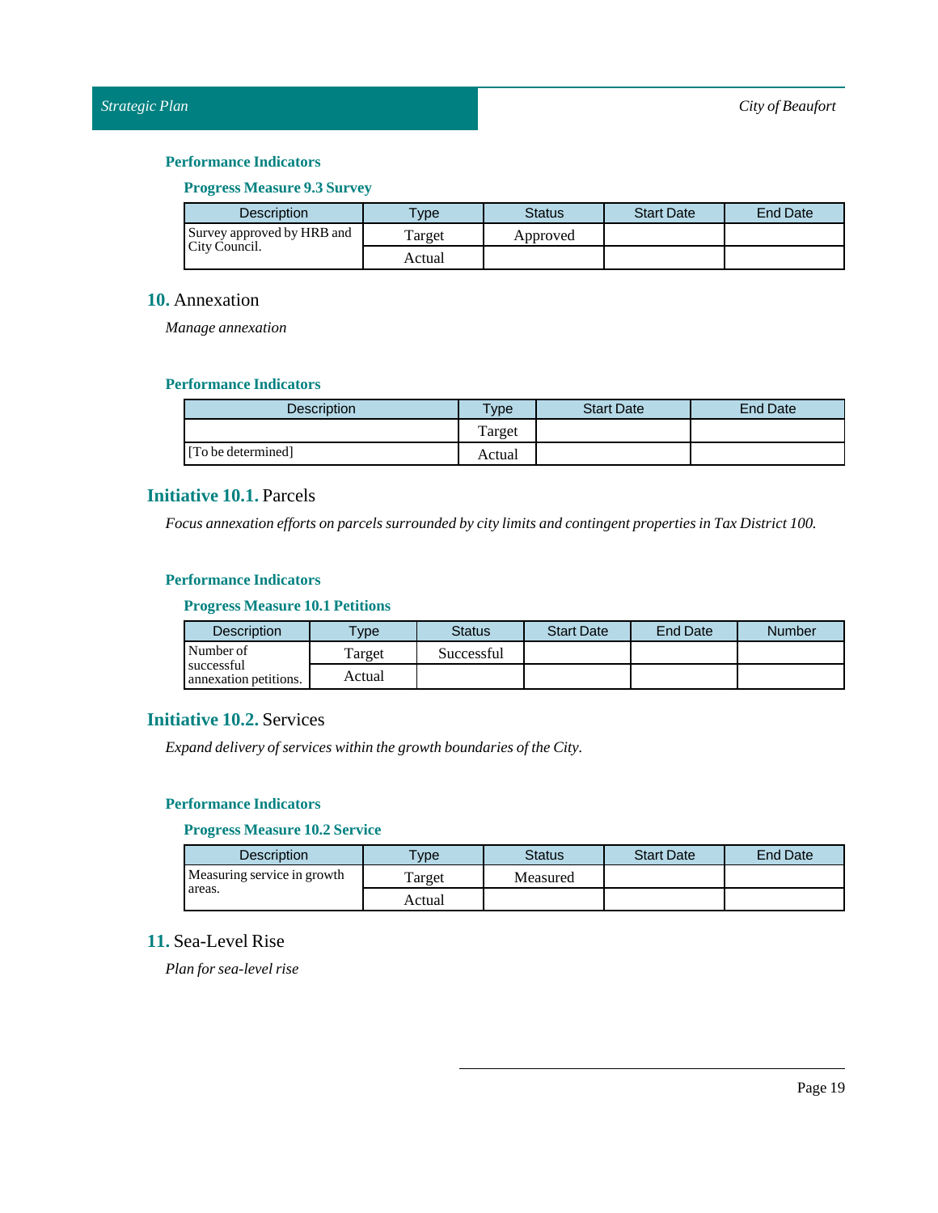#### Performance Indicators

##### Progress Measure 9.3 Survey

| Description | Type | Status | Start Date | End Date |
|---|---|---|---|---|
| Survey approved by HRB and City Council. | Target | Approved | | |
| | Actual | | | |

## 10. Annexation

*Manage annexation*

#### Performance Indicators

| Description | Type | Start Date | End Date |
|---|---|---|---|
| | Target | | |
| [To be determined] | Actual | | |

### Initiative 10.1. Parcels

*Focus annexation efforts on parcels surrounded by city limits and contingent properties in Tax District 100.*

#### Performance Indicators

##### Progress Measure 10.1 Petitions

| Description | Type | Status | Start Date | End Date | Number |
|---|---|---|---|---|---|
| Number of successful annexation petitions. | Target | Successful | | | |
| | Actual | | | | |

### Initiative 10.2. Services

*Expand delivery of services within the growth boundaries of the City.*

#### Performance Indicators

##### Progress Measure 10.2 Service

| Description | Type | Status | Start Date | End Date |
|---|---|---|---|---|
| Measuring service in growth areas. | Target | Measured | | |
| | Actual | | | |

## 11. Sea-Level Rise

*Plan for sea-level rise*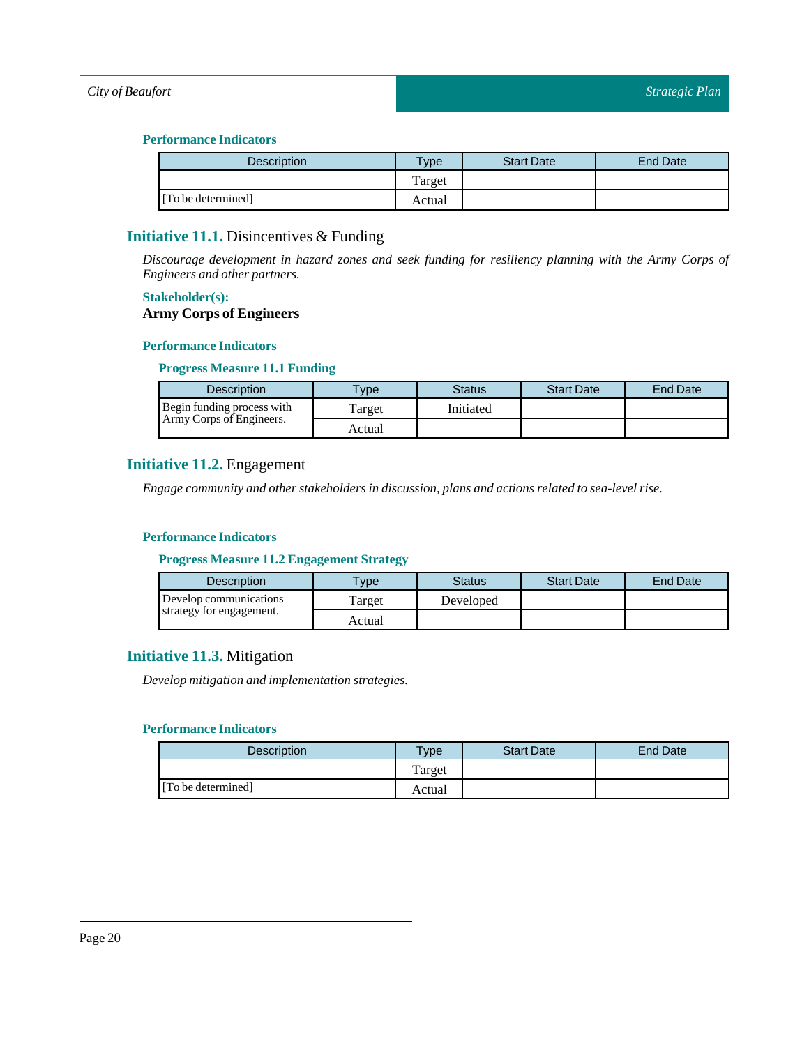#### Performance Indicators

| Description | Type | Start Date | End Date |
|---|---|---|---|
| [To be determined] | Target | | |
| | Actual | | |

### Initiative 11.1. Disincentives & Funding

*Discourage development in hazard zones and seek funding for resiliency planning with the Army Corps of Engineers and other partners.*

#### Stakeholder(s):

**Army Corps of Engineers**

#### Performance Indicators

##### Progress Measure 11.1 Funding

| Description | Type | Status | Start Date | End Date |
|---|---|---|---|---|
| Begin funding process with Army Corps of Engineers. | Target | Initiated | | |
| | Actual | | | |

### Initiative 11.2. Engagement

*Engage community and other stakeholders in discussion, plans and actions related to sea-level rise.*

#### Performance Indicators

##### Progress Measure 11.2 Engagement Strategy

| Description | Type | Status | Start Date | End Date |
|---|---|---|---|---|
| Develop communications strategy for engagement. | Target | Developed | | |
| | Actual | | | |

### Initiative 11.3. Mitigation

*Develop mitigation and implementation strategies.*

#### Performance Indicators

| Description | Type | Start Date | End Date |
|---|---|---|---|
| [To be determined] | Target | | |
| | Actual | | |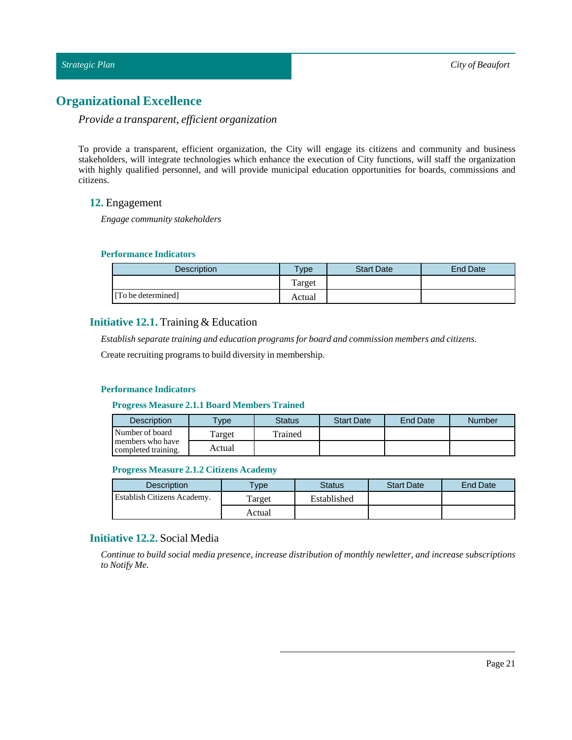# Organizational Excellence

*Provide a transparent, efficient organization*

To provide a transparent, efficient organization, the City will engage its citizens and community and business stakeholders, will integrate technologies which enhance the execution of City functions, will staff the organization with highly qualified personnel, and will provide municipal education opportunities for boards, commissions and citizens.

## 12. Engagement

*Engage community stakeholders*

#### Performance Indicators

| Description | Type | Start Date | End Date |
|---|---|---|---|
| | Target | | |
| [To be determined] | Actual | | |

## Initiative 12.1. Training & Education

*Establish separate training and education programs for board and commission members and citizens.*

Create recruiting programs to build diversity in membership.

#### Performance Indicators

##### Progress Measure 2.1.1 Board Members Trained

| Description | Type | Status | Start Date | End Date | Number |
|---|---|---|---|---|---|
| Number of board members who have completed training. | Target | Trained | | | |
| | Actual | | | | |

##### Progress Measure 2.1.2 Citizens Academy

| Description | Type | Status | Start Date | End Date |
|---|---|---|---|---|
| Establish Citizens Academy. | Target | Established | | |
| | Actual | | | |

## Initiative 12.2. Social Media

*Continue to build social media presence, increase distribution of monthly newletter, and increase subscriptions to Notify Me.*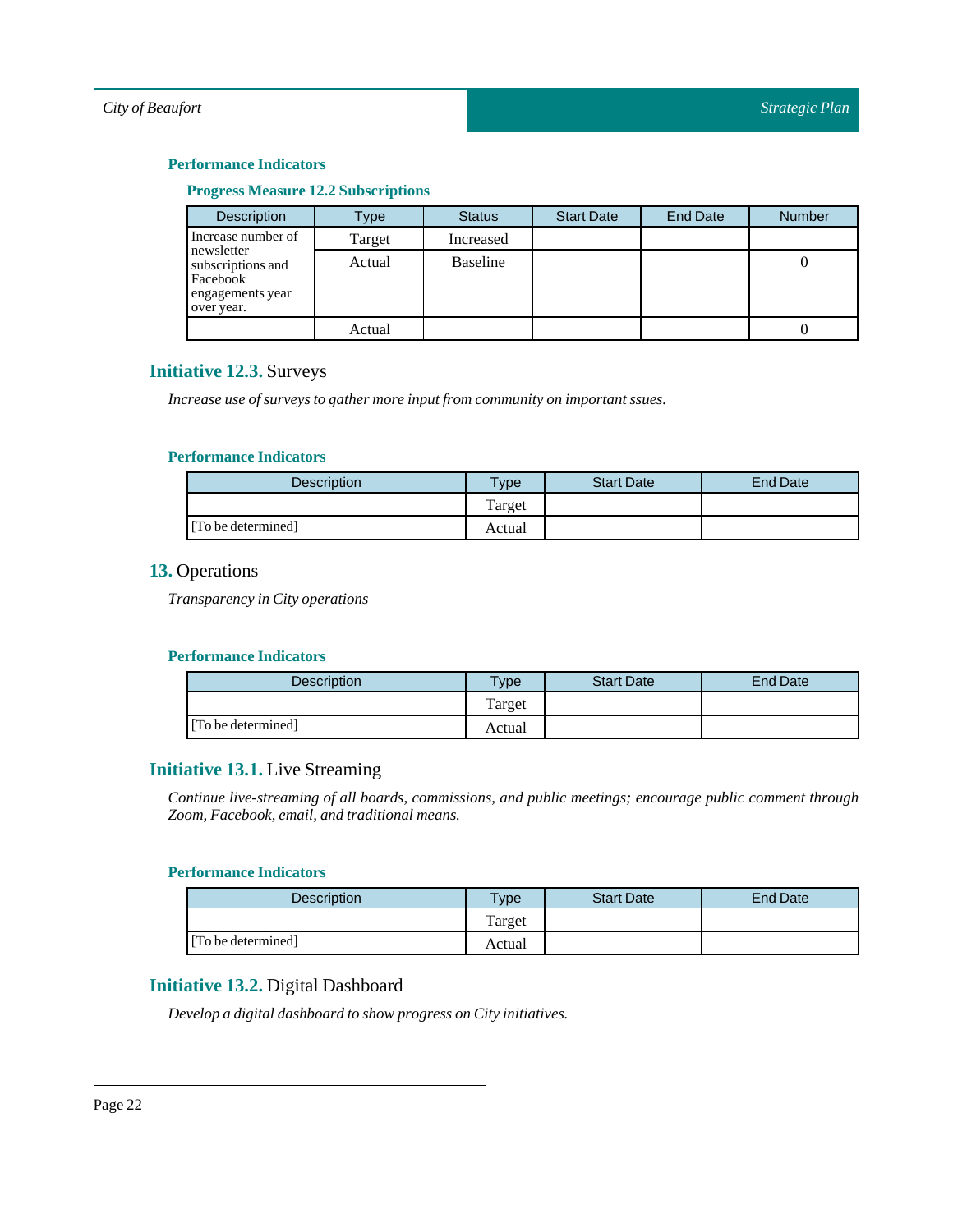### Performance Indicators

#### Progress Measure 12.2 Subscriptions

| Description | Type | Status | Start Date | End Date | Number |
|---|---|---|---|---|---|
| Increase number of newsletter subscriptions and Facebook engagements year over year. | Target | Increased | | | |
| | Actual | Baseline | | | 0 |
| | Actual | | | | 0 |

## Initiative 12.3. Surveys

*Increase use of surveys to gather more input from community on important ssues.*

### Performance Indicators

| Description | Type | Start Date | End Date |
|---|---|---|---|
| | Target | | |
| [To be determined] | Actual | | |

## 13. Operations

*Transparency in City operations*

### Performance Indicators

| Description | Type | Start Date | End Date |
|---|---|---|---|
| | Target | | |
| [To be determined] | Actual | | |

## Initiative 13.1. Live Streaming

*Continue live-streaming of all boards, commissions, and public meetings; encourage public comment through Zoom, Facebook, email, and traditional means.*

### Performance Indicators

| Description | Type | Start Date | End Date |
|---|---|---|---|
| | Target | | |
| [To be determined] | Actual | | |

## Initiative 13.2. Digital Dashboard

*Develop a digital dashboard to show progress on City initiatives.*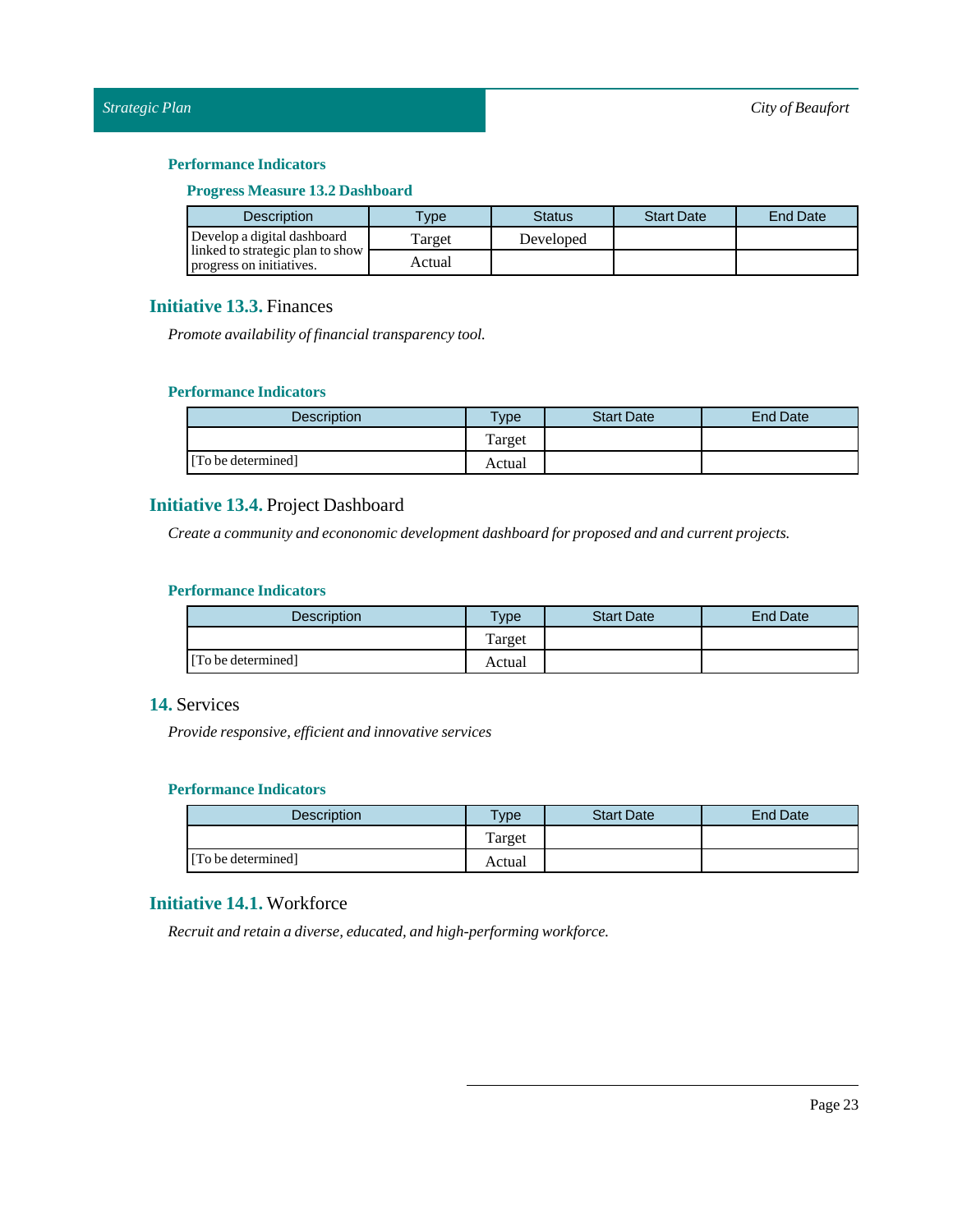#### Performance Indicators

##### Progress Measure 13.2 Dashboard

| Description | Type | Status | Start Date | End Date |
|---|---|---|---|---|
| Develop a digital dashboard linked to strategic plan to show progress on initiatives. | Target | Developed | | |
| | Actual | | | |

### Initiative 13.3. Finances

*Promote availability of financial transparency tool.*

#### Performance Indicators

| Description | Type | Start Date | End Date |
|---|---|---|---|
| | Target | | |
| [To be determined] | Actual | | |

### Initiative 13.4. Project Dashboard

*Create a community and econonomic development dashboard for proposed and and current projects.*

#### Performance Indicators

| Description | Type | Start Date | End Date |
|---|---|---|---|
| | Target | | |
| [To be determined] | Actual | | |

## 14. Services

*Provide responsive, efficient and innovative services*

#### Performance Indicators

| Description | Type | Start Date | End Date |
|---|---|---|---|
| | Target | | |
| [To be determined] | Actual | | |

### Initiative 14.1. Workforce

*Recruit and retain a diverse, educated, and high-performing workforce.*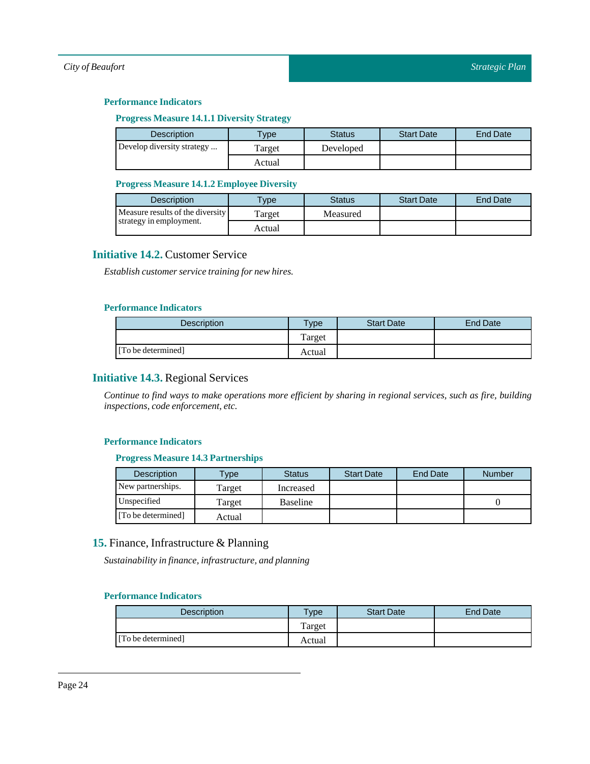#### Performance Indicators

##### Progress Measure 14.1.1 Diversity Strategy

| Description | Type | Status | Start Date | End Date |
|---|---|---|---|---|
| Develop diversity strategy ... | Target | Developed | | |
| | Actual | | | |

##### Progress Measure 14.1.2 Employee Diversity

| Description | Type | Status | Start Date | End Date |
|---|---|---|---|---|
| Measure results of the diversity strategy in employment. | Target | Measured | | |
| | Actual | | | |

### Initiative 14.2. Customer Service

*Establish customer service training for new hires.*

#### Performance Indicators

| Description | Type | Start Date | End Date |
|---|---|---|---|
| | Target | | |
| [To be determined] | Actual | | |

### Initiative 14.3. Regional Services

*Continue to find ways to make operations more efficient by sharing in regional services, such as fire, building inspections, code enforcement, etc.*

#### Performance Indicators

##### Progress Measure 14.3 Partnerships

| Description | Type | Status | Start Date | End Date | Number |
|---|---|---|---|---|---|
| New partnerships. | Target | Increased | | | |
| Unspecified | Target | Baseline | | | 0 |
| [To be determined] | Actual | | | | |

## 15. Finance, Infrastructure & Planning

*Sustainability in finance, infrastructure, and planning*

#### Performance Indicators

| Description | Type | Start Date | End Date |
|---|---|---|---|
| | Target | | |
| [To be determined] | Actual | | |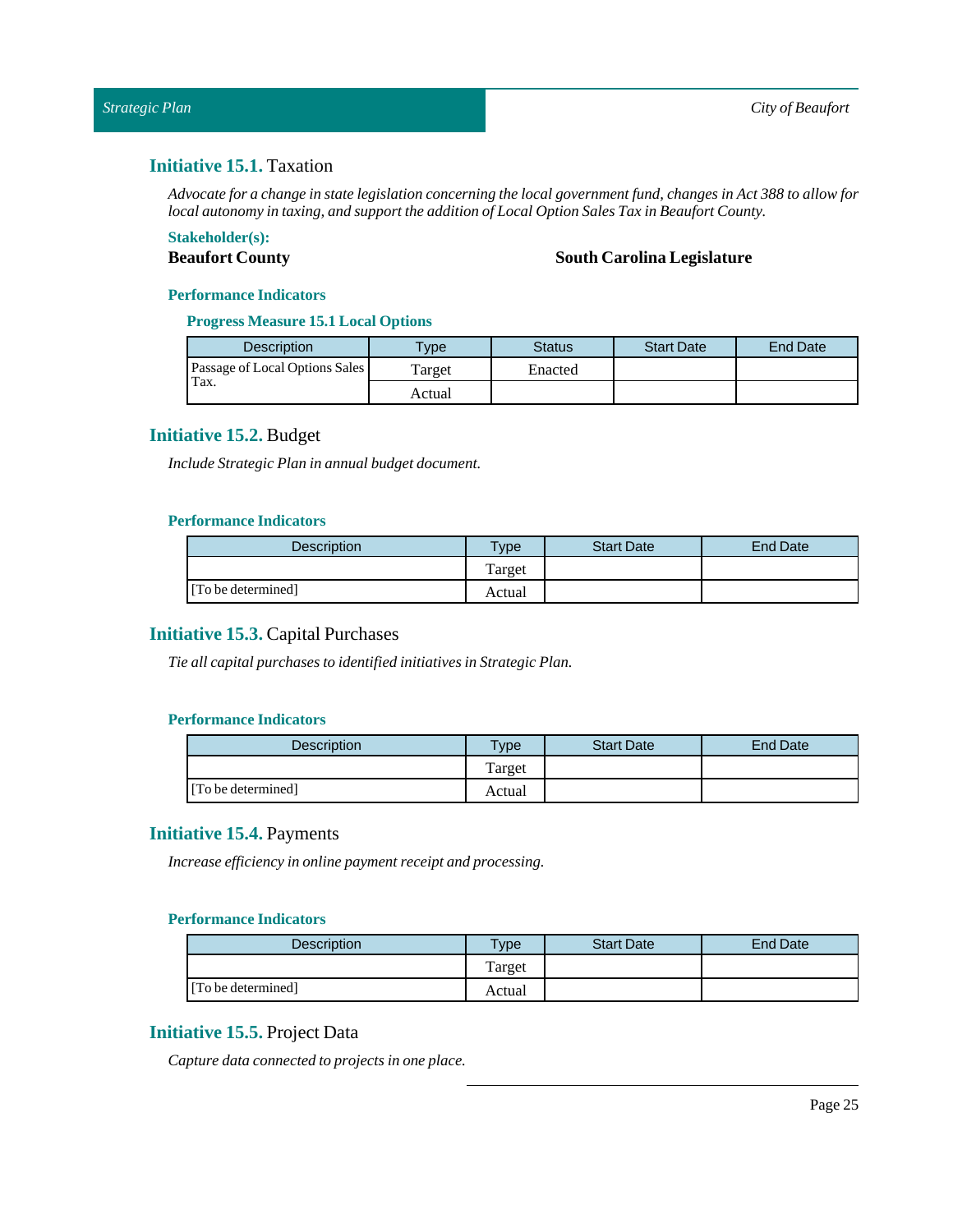## Initiative 15.1. Taxation

*Advocate for a change in state legislation concerning the local government fund, changes in Act 388 to allow for local autonomy in taxing, and support the addition of Local Option Sales Tax in Beaufort County.*

**Stakeholder(s):**

**Beaufort County**

**South Carolina Legislature**

**Performance Indicators**

**Progress Measure 15.1 Local Options**

| Description | Type | Status | Start Date | End Date |
|---|---|---|---|---|
| Passage of Local Options Sales Tax. | Target | Enacted | | |
| | Actual | | | |

## Initiative 15.2. Budget

*Include Strategic Plan in annual budget document.*

**Performance Indicators**

| Description | Type | Start Date | End Date |
|---|---|---|---|
| | Target | | |
| [To be determined] | Actual | | |

## Initiative 15.3. Capital Purchases

*Tie all capital purchases to identified initiatives in Strategic Plan.*

**Performance Indicators**

| Description | Type | Start Date | End Date |
|---|---|---|---|
| | Target | | |
| [To be determined] | Actual | | |

## Initiative 15.4. Payments

*Increase efficiency in online payment receipt and processing.*

**Performance Indicators**

| Description | Type | Start Date | End Date |
|---|---|---|---|
| | Target | | |
| [To be determined] | Actual | | |

## Initiative 15.5. Project Data

*Capture data connected to projects in one place.*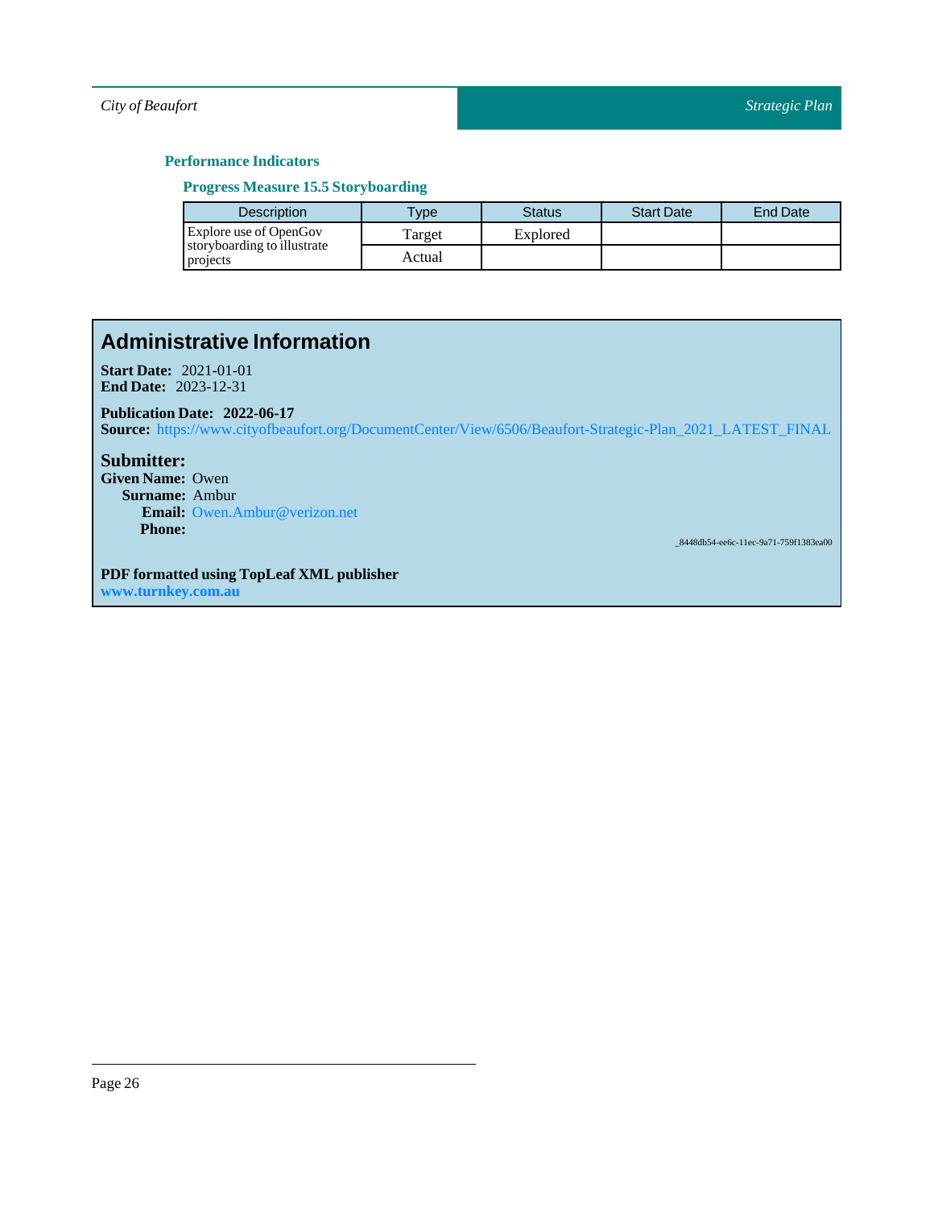### Performance Indicators

#### Progress Measure 15.5 Storyboarding

| Description | Type | Status | Start Date | End Date |
| --- | --- | --- | --- | --- |
| Explore use of OpenGov storyboarding to illustrate projects | Target | Explored | | |
| | Actual | | | |

## Administrative Information

**Start Date:** 2021-01-01
**End Date:** 2023-12-31

**Publication Date:** **2022-06-17**
**Source:** https://www.cityofbeaufort.org/DocumentCenter/View/6506/Beaufort-Strategic-Plan_2021_LATEST_FINAL

### Submitter:

**Given Name:** Owen
**Surname:** Ambur
**Email:** Owen.Ambur@verizon.net
**Phone:**

_8448db54-ee6c-11ec-9a71-759f1383ea00

**PDF formatted using TopLeaf XML publisher**
**www.turnkey.com.au**